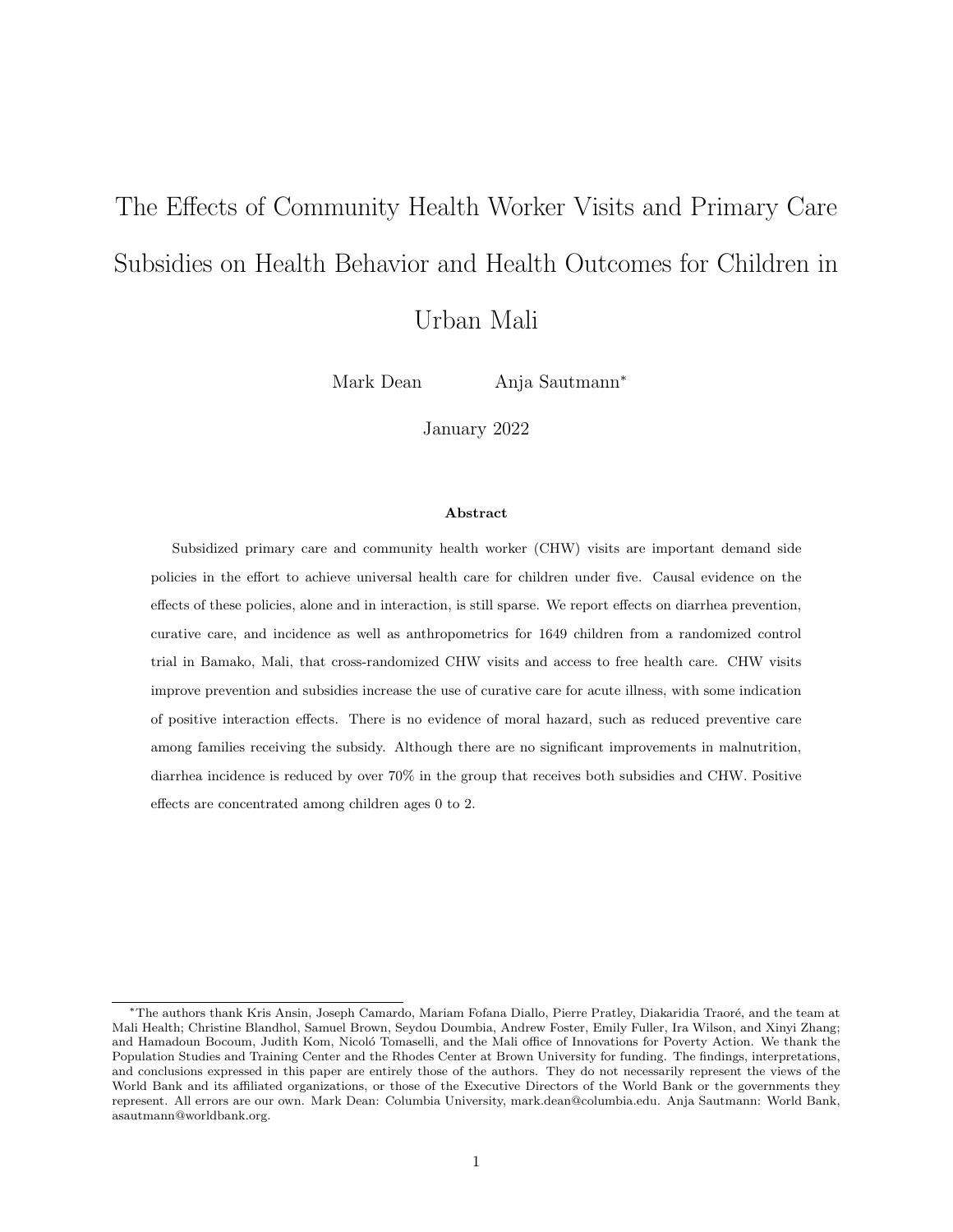# The Effects of Community Health Worker Visits and Primary Care Subsidies on Health Behavior and Health Outcomes for Children in Urban Mali

Mark Dean Anja Sautmann*

January 2022

### Abstract

Subsidized primary care and community health worker (CHW) visits are important demand side policies in the effort to achieve universal health care for children under five. Causal evidence on the effects of these policies, alone and in interaction, is still sparse. We report effects on diarrhea prevention, curative care, and incidence as well as anthropometrics for 1649 children from a randomized control trial in Bamako, Mali, that cross-randomized CHW visits and access to free health care. CHW visits improve prevention and subsidies increase the use of curative care for acute illness, with some indication of positive interaction effects. There is no evidence of moral hazard, such as reduced preventive care among families receiving the subsidy. Although there are no significant improvements in malnutrition, diarrhea incidence is reduced by over 70% in the group that receives both subsidies and CHW. Positive effects are concentrated among children ages 0 to 2.

*The authors thank Kris Ansin, Joseph Camardo, Mariam Fofana Diallo, Pierre Pratley, Diakaridia Traoré, and the team at Mali Health; Christine Blandhol, Samuel Brown, Seydou Doumbia, Andrew Foster, Emily Fuller, Ira Wilson, and Xinyi Zhang; and Hamadoun Bocoum, Judith Kom, Nicoló Tomaselli, and the Mali office of Innovations for Poverty Action. We thank the Population Studies and Training Center and the Rhodes Center at Brown University for funding. The findings, interpretations, and conclusions expressed in this paper are entirely those of the authors. They do not necessarily represent the views of the World Bank and its affiliated organizations, or those of the Executive Directors of the World Bank or the governments they represent. All errors are our own. Mark Dean: Columbia University, mark.dean@columbia.edu. Anja Sautmann: World Bank, asautmann@worldbank.org.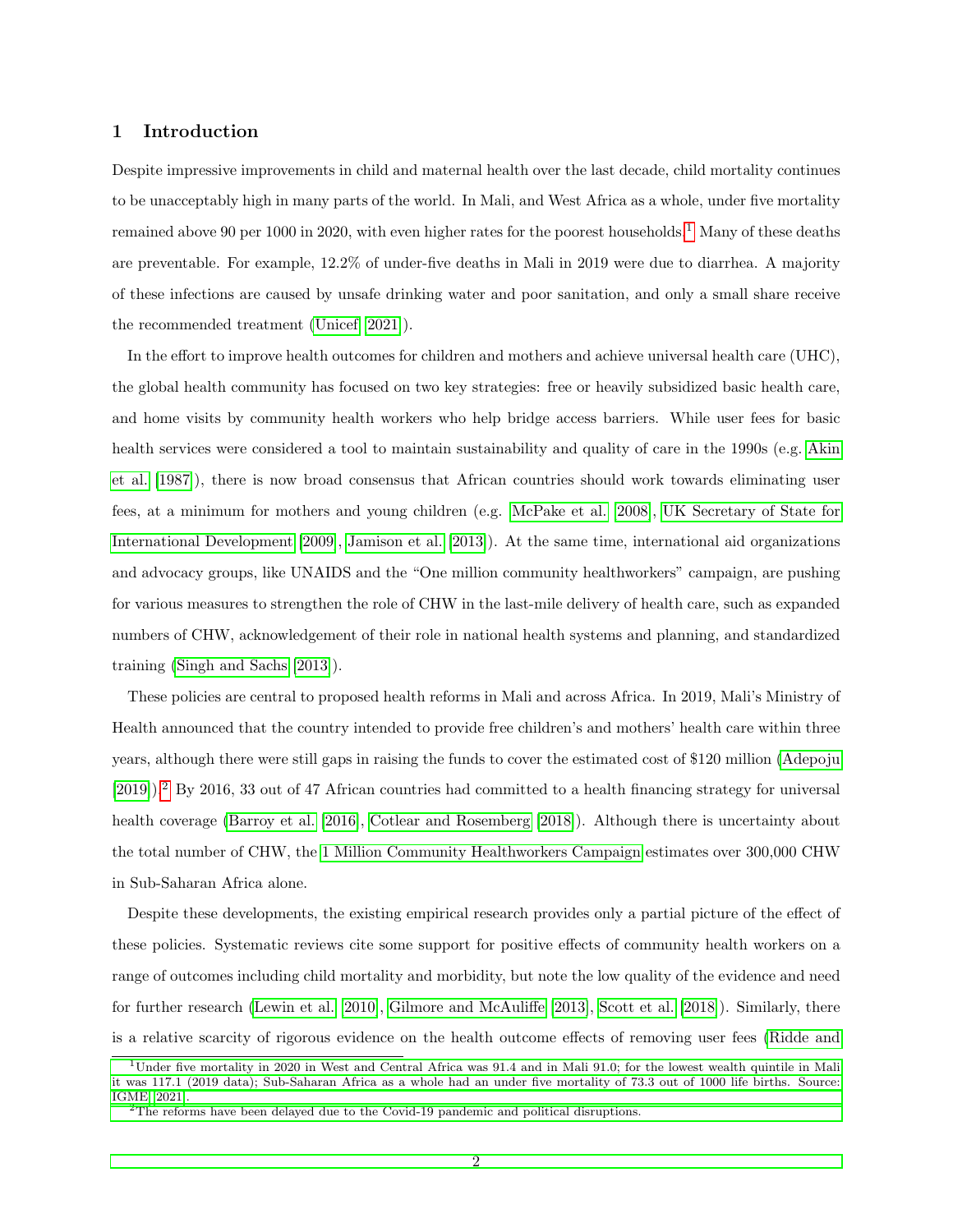# 1 Introduction

Despite impressive improvements in child and maternal health over the last decade, child mortality continues to be unacceptably high in many parts of the world. In Mali, and West Africa as a whole, under five mortality remained above 90 per 1000 in 2020, with even higher rates for the poorest households.[1] Many of these deaths are preventable. For example, 12.2% of under-five deaths in Mali in 2019 were due to diarrhea. A majority of these infections are caused by unsafe drinking water and poor sanitation, and only a small share receive the recommended treatment (Unicef [2021]).

In the effort to improve health outcomes for children and mothers and achieve universal health care (UHC), the global health community has focused on two key strategies: free or heavily subsidized basic health care, and home visits by community health workers who help bridge access barriers. While user fees for basic health services were considered a tool to maintain sustainability and quality of care in the 1990s (e.g. Akin et al. [1987]), there is now broad consensus that African countries should work towards eliminating user fees, at a minimum for mothers and young children (e.g. McPake et al. [2008], UK Secretary of State for International Development [2009], Jamison et al. [2013]). At the same time, international aid organizations and advocacy groups, like UNAIDS and the "One million community healthworkers" campaign, are pushing for various measures to strengthen the role of CHW in the last-mile delivery of health care, such as expanded numbers of CHW, acknowledgement of their role in national health systems and planning, and standardized training (Singh and Sachs [2013]).

These policies are central to proposed health reforms in Mali and across Africa. In 2019, Mali's Ministry of Health announced that the country intended to provide free children's and mothers' health care within three years, although there were still gaps in raising the funds to cover the estimated cost of $120 million (Adepoju [2019]).[2] By 2016, 33 out of 47 African countries had committed to a health financing strategy for universal health coverage (Barroy et al. [2016], Cotlear and Rosemberg [2018]). Although there is uncertainty about the total number of CHW, the 1 Million Community Healthworkers Campaign estimates over 300,000 CHW in Sub-Saharan Africa alone.

Despite these developments, the existing empirical research provides only a partial picture of the effect of these policies. Systematic reviews cite some support for positive effects of community health workers on a range of outcomes including child mortality and morbidity, but note the low quality of the evidence and need for further research (Lewin et al. [2010], Gilmore and McAuliffe [2013], Scott et al. [2018]). Similarly, there is a relative scarcity of rigorous evidence on the health outcome effects of removing user fees (Ridde and

---

[1] Under five mortality in 2020 in West and Central Africa was 91.4 and in Mali 91.0; for the lowest wealth quintile in Mali it was 117.1 (2019 data); Sub-Saharan Africa as a whole had an under five mortality of 73.3 out of 1000 life births. Source: IGME [2021].

[2] The reforms have been delayed due to the Covid-19 pandemic and political disruptions.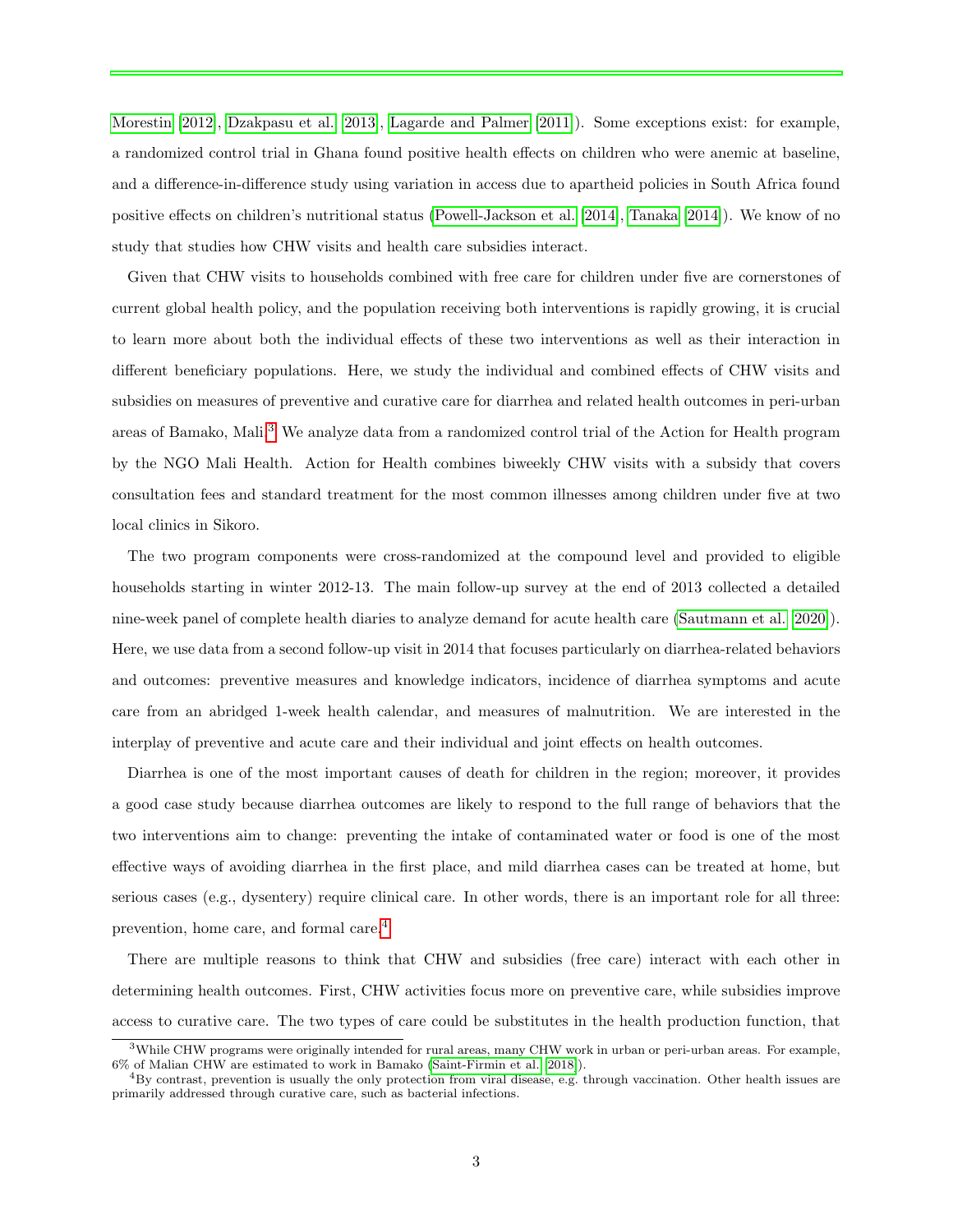Morestin (2012), Dzakpasu et al. (2013), Lagarde and Palmer (2011)). Some exceptions exist: for example, a randomized control trial in Ghana found positive health effects on children who were anemic at baseline, and a difference-in-difference study using variation in access due to apartheid policies in South Africa found positive effects on children's nutritional status (Powell-Jackson et al. (2014), Tanaka (2014)). We know of no study that studies how CHW visits and health care subsidies interact.

Given that CHW visits to households combined with free care for children under five are cornerstones of current global health policy, and the population receiving both interventions is rapidly growing, it is crucial to learn more about both the individual effects of these two interventions as well as their interaction in different beneficiary populations. Here, we study the individual and combined effects of CHW visits and subsidies on measures of preventive and curative care for diarrhea and related health outcomes in peri-urban areas of Bamako, Mali.[3] We analyze data from a randomized control trial of the Action for Health program by the NGO Mali Health. Action for Health combines biweekly CHW visits with a subsidy that covers consultation fees and standard treatment for the most common illnesses among children under five at two local clinics in Sikoro.

The two program components were cross-randomized at the compound level and provided to eligible households starting in winter 2012-13. The main follow-up survey at the end of 2013 collected a detailed nine-week panel of complete health diaries to analyze demand for acute health care (Sautmann et al. (2020)). Here, we use data from a second follow-up visit in 2014 that focuses particularly on diarrhea-related behaviors and outcomes: preventive measures and knowledge indicators, incidence of diarrhea symptoms and acute care from an abridged 1-week health calendar, and measures of malnutrition. We are interested in the interplay of preventive and acute care and their individual and joint effects on health outcomes.

Diarrhea is one of the most important causes of death for children in the region; moreover, it provides a good case study because diarrhea outcomes are likely to respond to the full range of behaviors that the two interventions aim to change: preventing the intake of contaminated water or food is one of the most effective ways of avoiding diarrhea in the first place, and mild diarrhea cases can be treated at home, but serious cases (e.g., dysentery) require clinical care. In other words, there is an important role for all three: prevention, home care, and formal care.[4]

There are multiple reasons to think that CHW and subsidies (free care) interact with each other in determining health outcomes. First, CHW activities focus more on preventive care, while subsidies improve access to curative care. The two types of care could be substitutes in the health production function, that

[3] While CHW programs were originally intended for rural areas, many CHW work in urban or peri-urban areas. For example, 6% of Malian CHW are estimated to work in Bamako (Saint-Firmin et al. (2018)).

[4] By contrast, prevention is usually the only protection from viral disease, e.g. through vaccination. Other health issues are primarily addressed through curative care, such as bacterial infections.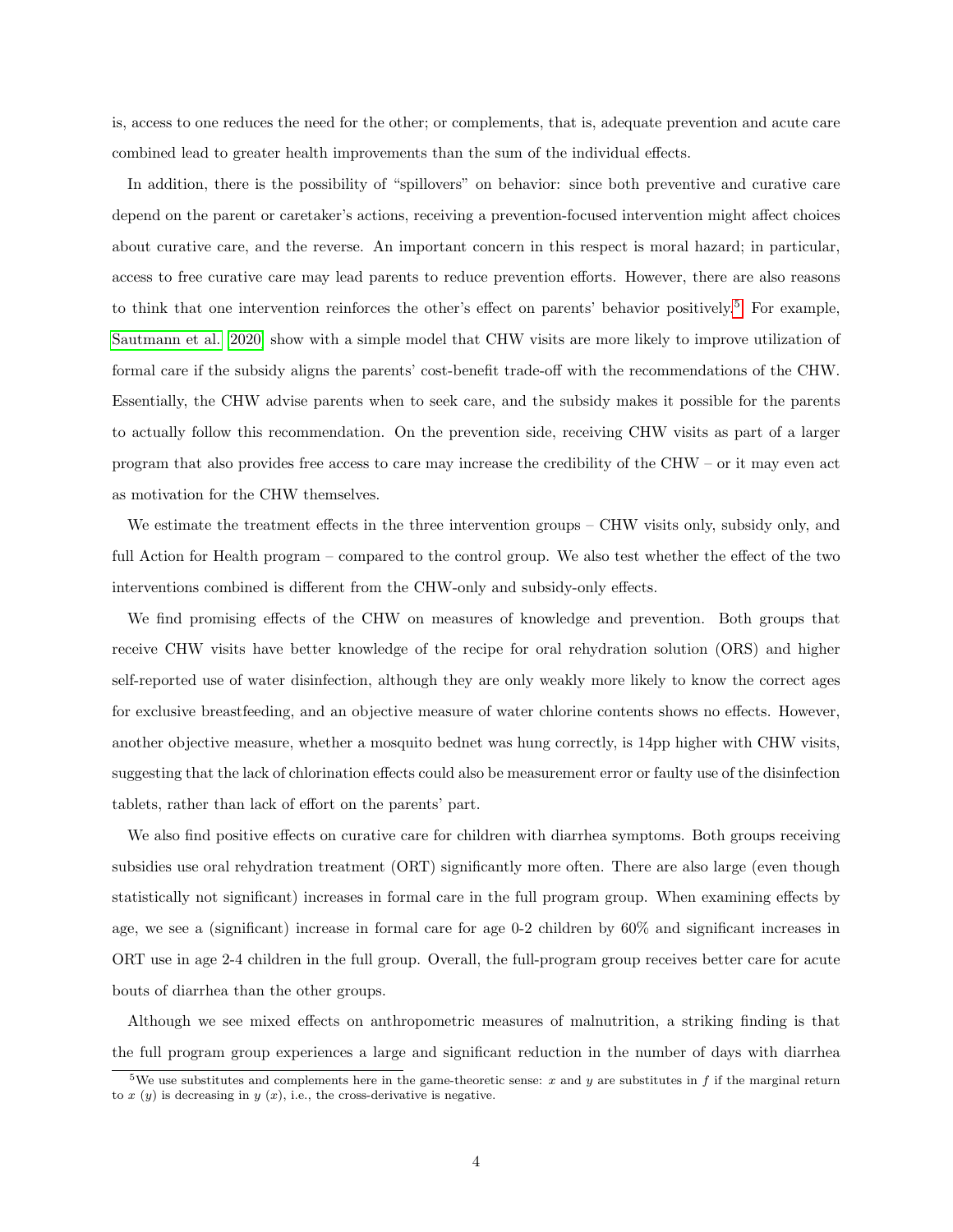is, access to one reduces the need for the other; or complements, that is, adequate prevention and acute care combined lead to greater health improvements than the sum of the individual effects.

In addition, there is the possibility of "spillovers" on behavior: since both preventive and curative care depend on the parent or caretaker's actions, receiving a prevention-focused intervention might affect choices about curative care, and the reverse. An important concern in this respect is moral hazard; in particular, access to free curative care may lead parents to reduce prevention efforts. However, there are also reasons to think that one intervention reinforces the other's effect on parents' behavior positively.[5] For example, Sautmann et al. 2020 show with a simple model that CHW visits are more likely to improve utilization of formal care if the subsidy aligns the parents' cost-benefit trade-off with the recommendations of the CHW. Essentially, the CHW advise parents when to seek care, and the subsidy makes it possible for the parents to actually follow this recommendation. On the prevention side, receiving CHW visits as part of a larger program that also provides free access to care may increase the credibility of the CHW – or it may even act as motivation for the CHW themselves.

We estimate the treatment effects in the three intervention groups – CHW visits only, subsidy only, and full Action for Health program – compared to the control group. We also test whether the effect of the two interventions combined is different from the CHW-only and subsidy-only effects.

We find promising effects of the CHW on measures of knowledge and prevention. Both groups that receive CHW visits have better knowledge of the recipe for oral rehydration solution (ORS) and higher self-reported use of water disinfection, although they are only weakly more likely to know the correct ages for exclusive breastfeeding, and an objective measure of water chlorine contents shows no effects. However, another objective measure, whether a mosquito bednet was hung correctly, is 14pp higher with CHW visits, suggesting that the lack of chlorination effects could also be measurement error or faulty use of the disinfection tablets, rather than lack of effort on the parents' part.

We also find positive effects on curative care for children with diarrhea symptoms. Both groups receiving subsidies use oral rehydration treatment (ORT) significantly more often. There are also large (even though statistically not significant) increases in formal care in the full program group. When examining effects by age, we see a (significant) increase in formal care for age 0-2 children by 60% and significant increases in ORT use in age 2-4 children in the full group. Overall, the full-program group receives better care for acute bouts of diarrhea than the other groups.

Although we see mixed effects on anthropometric measures of malnutrition, a striking finding is that the full program group experiences a large and significant reduction in the number of days with diarrhea

[5] We use substitutes and complements here in the game-theoretic sense: $x$ and $y$ are substitutes in $f$ if the marginal return to $x$ ($y$) is decreasing in $y$ ($x$), i.e., the cross-derivative is negative.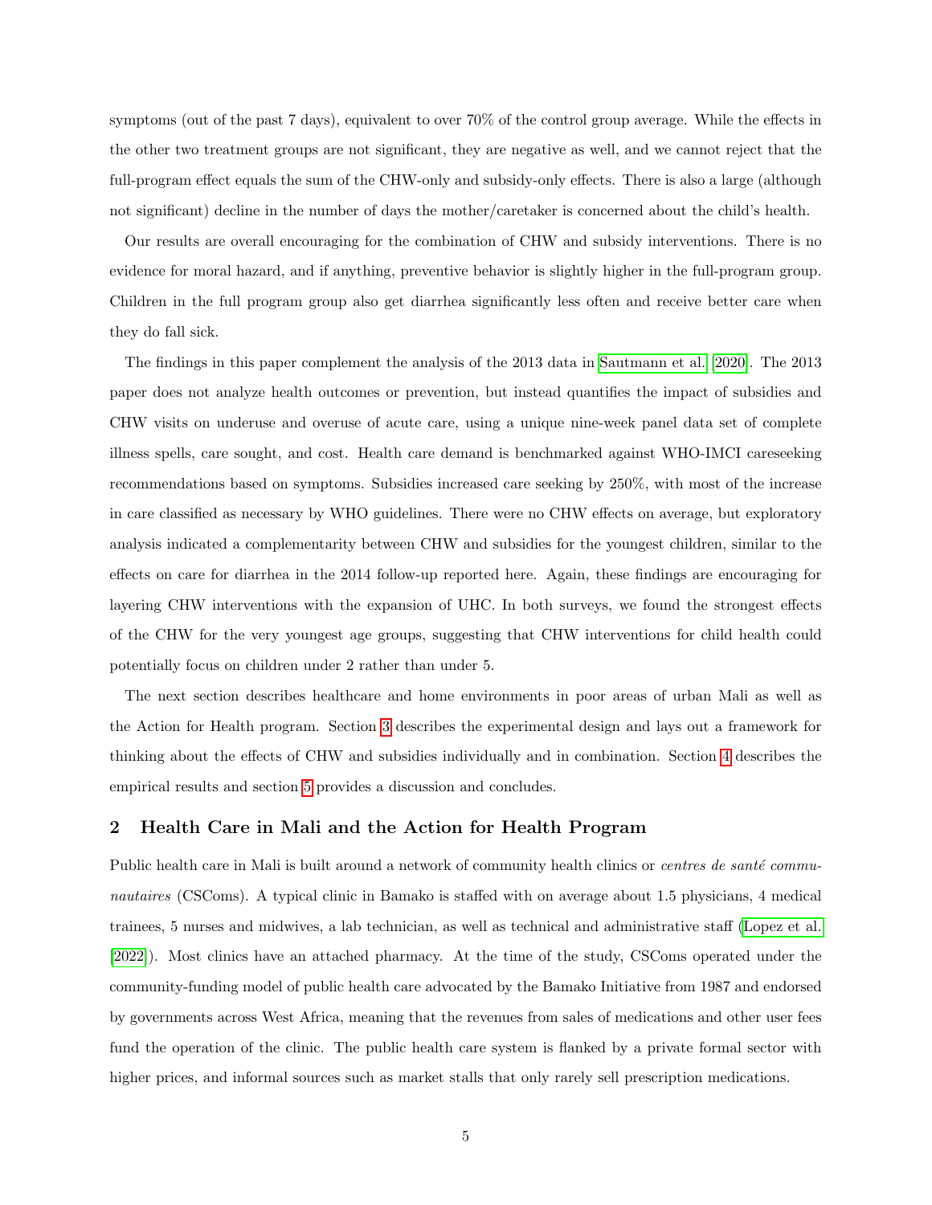symptoms (out of the past 7 days), equivalent to over 70% of the control group average. While the effects in the other two treatment groups are not significant, they are negative as well, and we cannot reject that the full-program effect equals the sum of the CHW-only and subsidy-only effects. There is also a large (although not significant) decline in the number of days the mother/caretaker is concerned about the child's health.

Our results are overall encouraging for the combination of CHW and subsidy interventions. There is no evidence for moral hazard, and if anything, preventive behavior is slightly higher in the full-program group. Children in the full program group also get diarrhea significantly less often and receive better care when they do fall sick.

The findings in this paper complement the analysis of the 2013 data in Sautmann et al. [2020]. The 2013 paper does not analyze health outcomes or prevention, but instead quantifies the impact of subsidies and CHW visits on underuse and overuse of acute care, using a unique nine-week panel data set of complete illness spells, care sought, and cost. Health care demand is benchmarked against WHO-IMCI careseeking recommendations based on symptoms. Subsidies increased care seeking by 250%, with most of the increase in care classified as necessary by WHO guidelines. There were no CHW effects on average, but exploratory analysis indicated a complementarity between CHW and subsidies for the youngest children, similar to the effects on care for diarrhea in the 2014 follow-up reported here. Again, these findings are encouraging for layering CHW interventions with the expansion of UHC. In both surveys, we found the strongest effects of the CHW for the very youngest age groups, suggesting that CHW interventions for child health could potentially focus on children under 2 rather than under 5.

The next section describes healthcare and home environments in poor areas of urban Mali as well as the Action for Health program. Section 3 describes the experimental design and lays out a framework for thinking about the effects of CHW and subsidies individually and in combination. Section 4 describes the empirical results and section 5 provides a discussion and concludes.

## 2 Health Care in Mali and the Action for Health Program

Public health care in Mali is built around a network of community health clinics or *centres de santé communautaires* (CSComs). A typical clinic in Bamako is staffed with on average about 1.5 physicians, 4 medical trainees, 5 nurses and midwives, a lab technician, as well as technical and administrative staff (Lopez et al. [2022]). Most clinics have an attached pharmacy. At the time of the study, CSComs operated under the community-funding model of public health care advocated by the Bamako Initiative from 1987 and endorsed by governments across West Africa, meaning that the revenues from sales of medications and other user fees fund the operation of the clinic. The public health care system is flanked by a private formal sector with higher prices, and informal sources such as market stalls that only rarely sell prescription medications.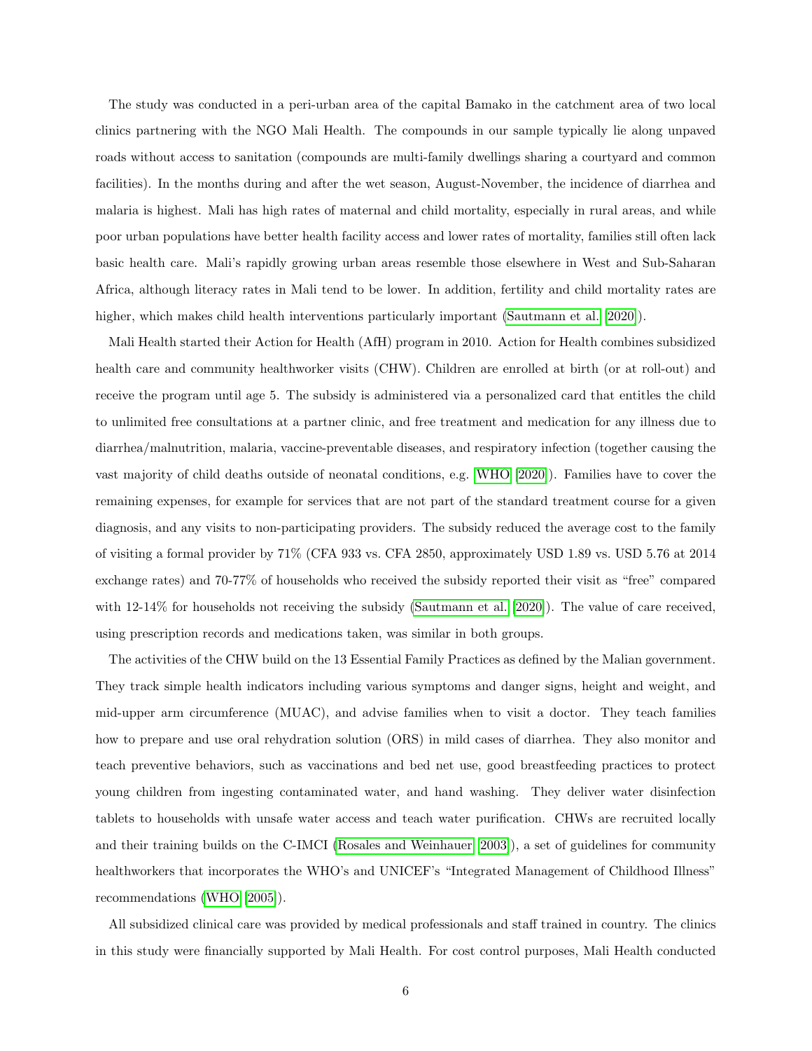The study was conducted in a peri-urban area of the capital Bamako in the catchment area of two local clinics partnering with the NGO Mali Health. The compounds in our sample typically lie along unpaved roads without access to sanitation (compounds are multi-family dwellings sharing a courtyard and common facilities). In the months during and after the wet season, August-November, the incidence of diarrhea and malaria is highest. Mali has high rates of maternal and child mortality, especially in rural areas, and while poor urban populations have better health facility access and lower rates of mortality, families still often lack basic health care. Mali's rapidly growing urban areas resemble those elsewhere in West and Sub-Saharan Africa, although literacy rates in Mali tend to be lower. In addition, fertility and child mortality rates are higher, which makes child health interventions particularly important (Sautmann et al. [2020]).

Mali Health started their Action for Health (AfH) program in 2010. Action for Health combines subsidized health care and community healthworker visits (CHW). Children are enrolled at birth (or at roll-out) and receive the program until age 5. The subsidy is administered via a personalized card that entitles the child to unlimited free consultations at a partner clinic, and free treatment and medication for any illness due to diarrhea/malnutrition, malaria, vaccine-preventable diseases, and respiratory infection (together causing the vast majority of child deaths outside of neonatal conditions, e.g. WHO [2020]). Families have to cover the remaining expenses, for example for services that are not part of the standard treatment course for a given diagnosis, and any visits to non-participating providers. The subsidy reduced the average cost to the family of visiting a formal provider by 71% (CFA 933 vs. CFA 2850, approximately USD 1.89 vs. USD 5.76 at 2014 exchange rates) and 70-77% of households who received the subsidy reported their visit as "free" compared with 12-14% for households not receiving the subsidy (Sautmann et al. [2020]). The value of care received, using prescription records and medications taken, was similar in both groups.

The activities of the CHW build on the 13 Essential Family Practices as defined by the Malian government. They track simple health indicators including various symptoms and danger signs, height and weight, and mid-upper arm circumference (MUAC), and advise families when to visit a doctor. They teach families how to prepare and use oral rehydration solution (ORS) in mild cases of diarrhea. They also monitor and teach preventive behaviors, such as vaccinations and bed net use, good breastfeeding practices to protect young children from ingesting contaminated water, and hand washing. They deliver water disinfection tablets to households with unsafe water access and teach water purification. CHWs are recruited locally and their training builds on the C-IMCI (Rosales and Weinhauer [2003]), a set of guidelines for community healthworkers that incorporates the WHO's and UNICEF's "Integrated Management of Childhood Illness" recommendations (WHO [2005]).

All subsidized clinical care was provided by medical professionals and staff trained in country. The clinics in this study were financially supported by Mali Health. For cost control purposes, Mali Health conducted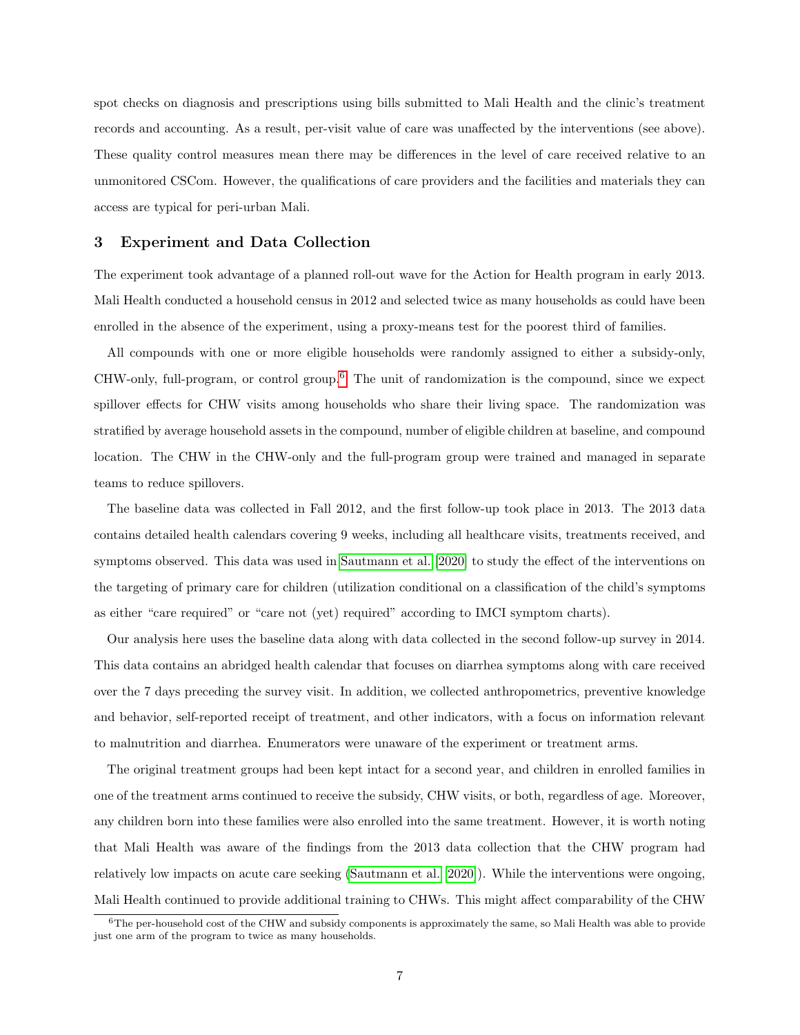spot checks on diagnosis and prescriptions using bills submitted to Mali Health and the clinic's treatment records and accounting. As a result, per-visit value of care was unaffected by the interventions (see above). These quality control measures mean there may be differences in the level of care received relative to an unmonitored CSCom. However, the qualifications of care providers and the facilities and materials they can access are typical for peri-urban Mali.

## 3 Experiment and Data Collection

The experiment took advantage of a planned roll-out wave for the Action for Health program in early 2013. Mali Health conducted a household census in 2012 and selected twice as many households as could have been enrolled in the absence of the experiment, using a proxy-means test for the poorest third of families.

All compounds with one or more eligible households were randomly assigned to either a subsidy-only, CHW-only, full-program, or control group.[6] The unit of randomization is the compound, since we expect spillover effects for CHW visits among households who share their living space. The randomization was stratified by average household assets in the compound, number of eligible children at baseline, and compound location. The CHW in the CHW-only and the full-program group were trained and managed in separate teams to reduce spillovers.

The baseline data was collected in Fall 2012, and the first follow-up took place in 2013. The 2013 data contains detailed health calendars covering 9 weeks, including all healthcare visits, treatments received, and symptoms observed. This data was used in Sautmann et al. [2020] to study the effect of the interventions on the targeting of primary care for children (utilization conditional on a classification of the child's symptoms as either "care required" or "care not (yet) required" according to IMCI symptom charts).

Our analysis here uses the baseline data along with data collected in the second follow-up survey in 2014. This data contains an abridged health calendar that focuses on diarrhea symptoms along with care received over the 7 days preceding the survey visit. In addition, we collected anthropometrics, preventive knowledge and behavior, self-reported receipt of treatment, and other indicators, with a focus on information relevant to malnutrition and diarrhea. Enumerators were unaware of the experiment or treatment arms.

The original treatment groups had been kept intact for a second year, and children in enrolled families in one of the treatment arms continued to receive the subsidy, CHW visits, or both, regardless of age. Moreover, any children born into these families were also enrolled into the same treatment. However, it is worth noting that Mali Health was aware of the findings from the 2013 data collection that the CHW program had relatively low impacts on acute care seeking (Sautmann et al. [2020]). While the interventions were ongoing, Mali Health continued to provide additional training to CHWs. This might affect comparability of the CHW

[6] The per-household cost of the CHW and subsidy components is approximately the same, so Mali Health was able to provide just one arm of the program to twice as many households.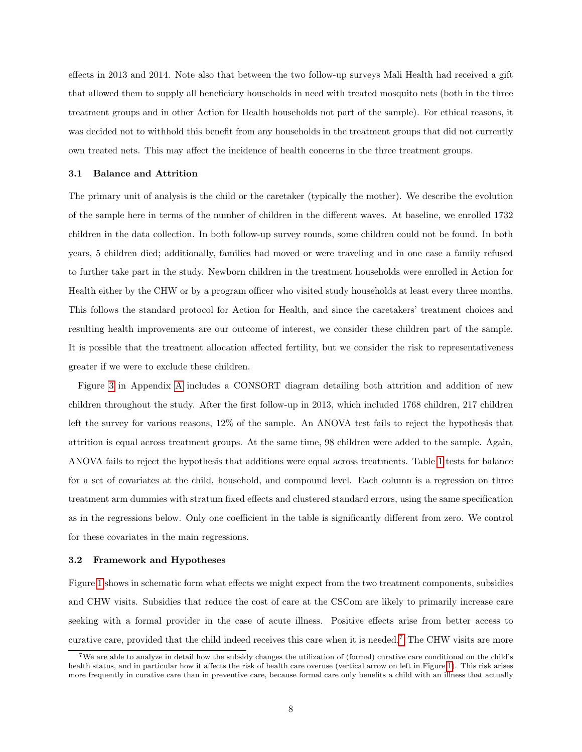effects in 2013 and 2014. Note also that between the two follow-up surveys Mali Health had received a gift that allowed them to supply all beneficiary households in need with treated mosquito nets (both in the three treatment groups and in other Action for Health households not part of the sample). For ethical reasons, it was decided not to withhold this benefit from any households in the treatment groups that did not currently own treated nets. This may affect the incidence of health concerns in the three treatment groups.

### 3.1 Balance and Attrition

The primary unit of analysis is the child or the caretaker (typically the mother). We describe the evolution of the sample here in terms of the number of children in the different waves. At baseline, we enrolled 1732 children in the data collection. In both follow-up survey rounds, some children could not be found. In both years, 5 children died; additionally, families had moved or were traveling and in one case a family refused to further take part in the study. Newborn children in the treatment households were enrolled in Action for Health either by the CHW or by a program officer who visited study households at least every three months. This follows the standard protocol for Action for Health, and since the caretakers' treatment choices and resulting health improvements are our outcome of interest, we consider these children part of the sample. It is possible that the treatment allocation affected fertility, but we consider the risk to representativeness greater if we were to exclude these children.

Figure 3 in Appendix A includes a CONSORT diagram detailing both attrition and addition of new children throughout the study. After the first follow-up in 2013, which included 1768 children, 217 children left the survey for various reasons, 12% of the sample. An ANOVA test fails to reject the hypothesis that attrition is equal across treatment groups. At the same time, 98 children were added to the sample. Again, ANOVA fails to reject the hypothesis that additions were equal across treatments. Table 1 tests for balance for a set of covariates at the child, household, and compound level. Each column is a regression on three treatment arm dummies with stratum fixed effects and clustered standard errors, using the same specification as in the regressions below. Only one coefficient in the table is significantly different from zero. We control for these covariates in the main regressions.

### 3.2 Framework and Hypotheses

Figure 1 shows in schematic form what effects we might expect from the two treatment components, subsidies and CHW visits. Subsidies that reduce the cost of care at the CSCom are likely to primarily increase care seeking with a formal provider in the case of acute illness. Positive effects arise from better access to curative care, provided that the child indeed receives this care when it is needed.[7] The CHW visits are more

[7] We are able to analyze in detail how the subsidy changes the utilization of (formal) curative care conditional on the child's health status, and in particular how it affects the risk of health care overuse (vertical arrow on left in Figure 1). This risk arises more frequently in curative care than in preventive care, because formal care only benefits a child with an illness that actually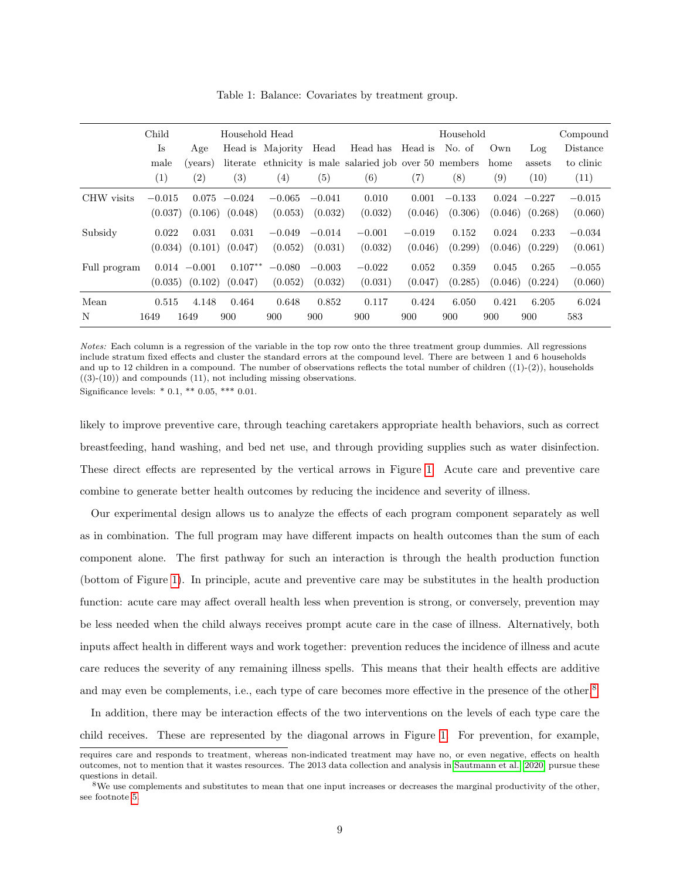Table 1: Balance: Covariates by treatment group.

| | Child | | Household Head | | | | | Household | | | Compound |
|---|---|---|---|---|---|---|---|---|---|---|---|
| | Is male | Age (years) | Head is literate | Majority ethnicity | Head is male | Head has salaried job | Head is over 50 | No. of members | Own home | Log assets | Distance to clinic |
| | (1) | (2) | (3) | (4) | (5) | (6) | (7) | (8) | (9) | (10) | (11) |
| CHW visits | −0.015 | 0.075 | −0.024 | −0.065 | −0.041 | 0.010 | 0.001 | −0.133 | 0.024 | −0.227 | −0.015 |
| | (0.037) | (0.106) | (0.048) | (0.053) | (0.032) | (0.032) | (0.046) | (0.306) | (0.046) | (0.268) | (0.060) |
| Subsidy | 0.022 | 0.031 | 0.031 | −0.049 | −0.014 | −0.001 | −0.019 | 0.152 | 0.024 | 0.233 | −0.034 |
| | (0.034) | (0.101) | (0.047) | (0.052) | (0.031) | (0.032) | (0.046) | (0.299) | (0.046) | (0.229) | (0.061) |
| Full program | 0.014 | −0.001 | 0.107** | −0.080 | −0.003 | −0.022 | 0.052 | 0.359 | 0.045 | 0.265 | −0.055 |
| | (0.035) | (0.102) | (0.047) | (0.052) | (0.032) | (0.031) | (0.047) | (0.285) | (0.046) | (0.224) | (0.060) |
| Mean | 0.515 | 4.148 | 0.464 | 0.648 | 0.852 | 0.117 | 0.424 | 6.050 | 0.421 | 6.205 | 6.024 |
| N | 1649 | 1649 | 900 | 900 | 900 | 900 | 900 | 900 | 900 | 900 | 583 |

*Notes:* Each column is a regression of the variable in the top row onto the three treatment group dummies. All regressions include stratum fixed effects and cluster the standard errors at the compound level. There are between 1 and 6 households and up to 12 children in a compound. The number of observations reflects the total number of children ((1)-(2)), households ((3)-(10)) and compounds (11), not including missing observations.
Significance levels: * 0.1, ** 0.05, *** 0.01.

likely to improve preventive care, through teaching caretakers appropriate health behaviors, such as correct breastfeeding, hand washing, and bed net use, and through providing supplies such as water disinfection. These direct effects are represented by the vertical arrows in Figure 1. Acute care and preventive care combine to generate better health outcomes by reducing the incidence and severity of illness.

Our experimental design allows us to analyze the effects of each program component separately as well as in combination. The full program may have different impacts on health outcomes than the sum of each component alone. The first pathway for such an interaction is through the health production function (bottom of Figure 1). In principle, acute and preventive care may be substitutes in the health production function: acute care may affect overall health less when prevention is strong, or conversely, prevention may be less needed when the child always receives prompt acute care in the case of illness. Alternatively, both inputs affect health in different ways and work together: prevention reduces the incidence of illness and acute care reduces the severity of any remaining illness spells. This means that their health effects are additive and may even be complements, i.e., each type of care becomes more effective in the presence of the other.[8]

In addition, there may be interaction effects of the two interventions on the levels of each type care the child receives. These are represented by the diagonal arrows in Figure 1. For prevention, for example,

requires care and responds to treatment, whereas non-indicated treatment may have no, or even negative, effects on health outcomes, not to mention that it wastes resources. The 2013 data collection and analysis in Sautmann et al. 2020 pursue these questions in detail.

[8]We use complements and substitutes to mean that one input increases or decreases the marginal productivity of the other, see footnote 5.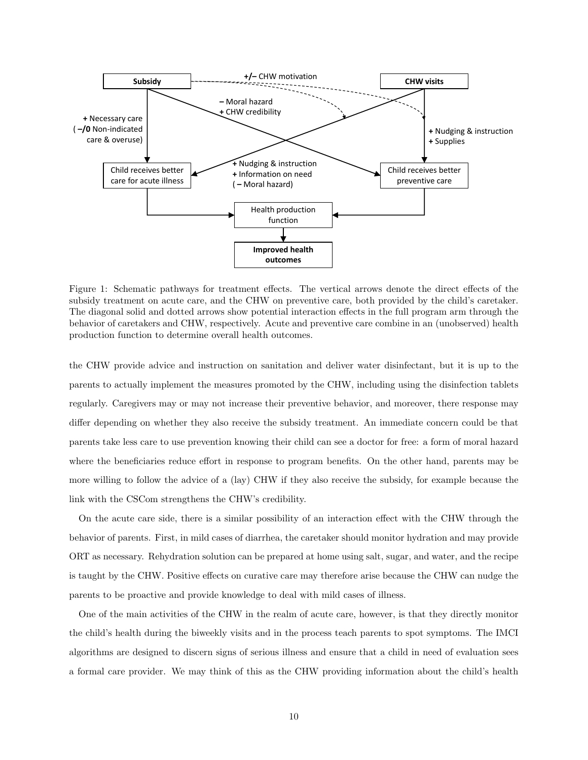Figure 1: Schematic pathways for treatment effects. The vertical arrows denote the direct effects of the subsidy treatment on acute care, and the CHW on preventive care, both provided by the child's caretaker. The diagonal solid and dotted arrows show potential interaction effects in the full program arm through the behavior of caretakers and CHW, respectively. Acute and preventive care combine in an (unobserved) health production function to determine overall health outcomes.

the CHW provide advice and instruction on sanitation and deliver water disinfectant, but it is up to the parents to actually implement the measures promoted by the CHW, including using the disinfection tablets regularly. Caregivers may or may not increase their preventive behavior, and moreover, there response may differ depending on whether they also receive the subsidy treatment. An immediate concern could be that parents take less care to use prevention knowing their child can see a doctor for free: a form of moral hazard where the beneficiaries reduce effort in response to program benefits. On the other hand, parents may be more willing to follow the advice of a (lay) CHW if they also receive the subsidy, for example because the link with the CSCom strengthens the CHW's credibility.

On the acute care side, there is a similar possibility of an interaction effect with the CHW through the behavior of parents. First, in mild cases of diarrhea, the caretaker should monitor hydration and may provide ORT as necessary. Rehydration solution can be prepared at home using salt, sugar, and water, and the recipe is taught by the CHW. Positive effects on curative care may therefore arise because the CHW can nudge the parents to be proactive and provide knowledge to deal with mild cases of illness.

One of the main activities of the CHW in the realm of acute care, however, is that they directly monitor the child's health during the biweekly visits and in the process teach parents to spot symptoms. The IMCI algorithms are designed to discern signs of serious illness and ensure that a child in need of evaluation sees a formal care provider. We may think of this as the CHW providing information about the child's health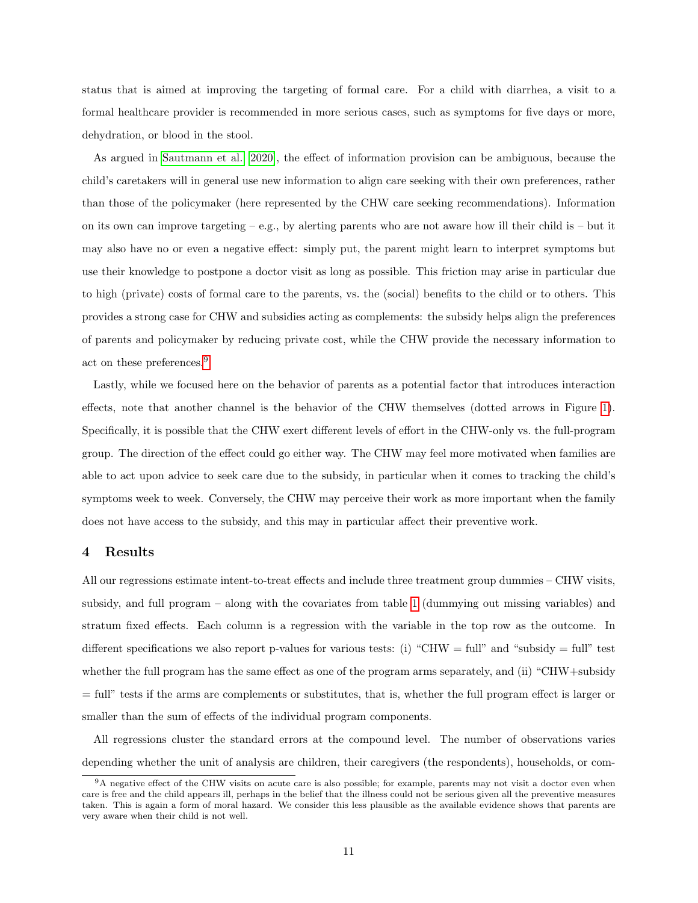status that is aimed at improving the targeting of formal care. For a child with diarrhea, a visit to a formal healthcare provider is recommended in more serious cases, such as symptoms for five days or more, dehydration, or blood in the stool.

As argued in Sautmann et al. 2020, the effect of information provision can be ambiguous, because the child's caretakers will in general use new information to align care seeking with their own preferences, rather than those of the policymaker (here represented by the CHW care seeking recommendations). Information on its own can improve targeting – e.g., by alerting parents who are not aware how ill their child is – but it may also have no or even a negative effect: simply put, the parent might learn to interpret symptoms but use their knowledge to postpone a doctor visit as long as possible. This friction may arise in particular due to high (private) costs of formal care to the parents, vs. the (social) benefits to the child or to others. This provides a strong case for CHW and subsidies acting as complements: the subsidy helps align the preferences of parents and policymaker by reducing private cost, while the CHW provide the necessary information to act on these preferences.[9]

Lastly, while we focused here on the behavior of parents as a potential factor that introduces interaction effects, note that another channel is the behavior of the CHW themselves (dotted arrows in Figure 1). Specifically, it is possible that the CHW exert different levels of effort in the CHW-only vs. the full-program group. The direction of the effect could go either way. The CHW may feel more motivated when families are able to act upon advice to seek care due to the subsidy, in particular when it comes to tracking the child's symptoms week to week. Conversely, the CHW may perceive their work as more important when the family does not have access to the subsidy, and this may in particular affect their preventive work.

## 4 Results

All our regressions estimate intent-to-treat effects and include three treatment group dummies – CHW visits, subsidy, and full program – along with the covariates from table 1 (dummying out missing variables) and stratum fixed effects. Each column is a regression with the variable in the top row as the outcome. In different specifications we also report p-values for various tests: (i) "CHW = full" and "subsidy = full" test whether the full program has the same effect as one of the program arms separately, and (ii) "CHW+subsidy = full" tests if the arms are complements or substitutes, that is, whether the full program effect is larger or smaller than the sum of effects of the individual program components.

All regressions cluster the standard errors at the compound level. The number of observations varies depending whether the unit of analysis are children, their caregivers (the respondents), households, or com-

[9] A negative effect of the CHW visits on acute care is also possible; for example, parents may not visit a doctor even when care is free and the child appears ill, perhaps in the belief that the illness could not be serious given all the preventive measures taken. This is again a form of moral hazard. We consider this less plausible as the available evidence shows that parents are very aware when their child is not well.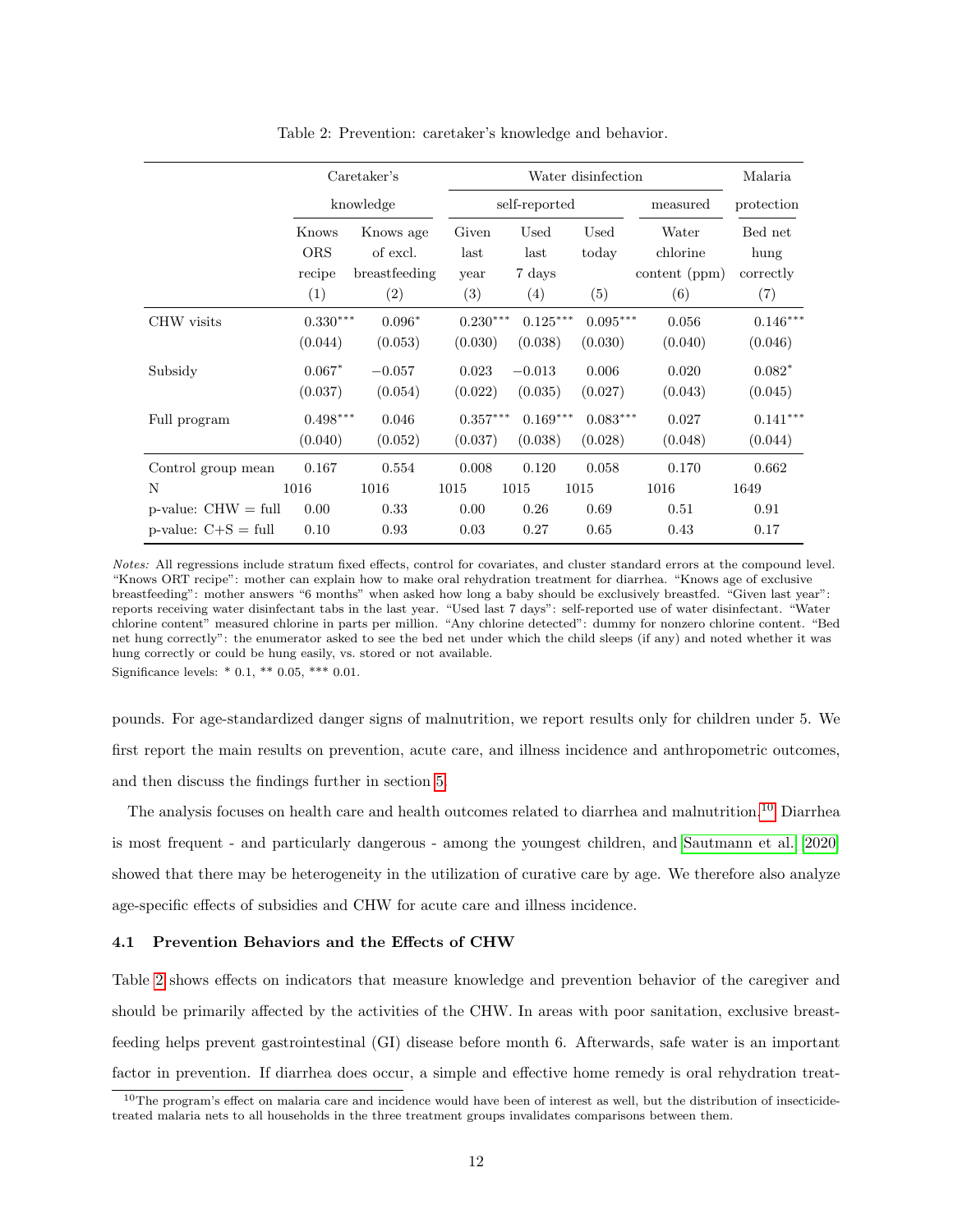Table 2: Prevention: caretaker's knowledge and behavior.

| | Caretaker's knowledge | | Water disinfection | | | | Malaria |
|---|---|---|---|---|---|---|---|
| | | | self-reported | | | measured | protection |
| | Knows ORS recipe (1) | Knows age of excl. breastfeeding (2) | Given last year (3) | Used last 7 days (4) | Used today (5) | Water chlorine content (ppm) (6) | Bed net hung correctly (7) |
| CHW visits | 0.330*** | 0.096* | 0.230*** | 0.125*** | 0.095*** | 0.056 | 0.146*** |
| | (0.044) | (0.053) | (0.030) | (0.038) | (0.030) | (0.040) | (0.046) |
| Subsidy | 0.067* | −0.057 | 0.023 | −0.013 | 0.006 | 0.020 | 0.082* |
| | (0.037) | (0.054) | (0.022) | (0.035) | (0.027) | (0.043) | (0.045) |
| Full program | 0.498*** | 0.046 | 0.357*** | 0.169*** | 0.083*** | 0.027 | 0.141*** |
| | (0.040) | (0.052) | (0.037) | (0.038) | (0.028) | (0.048) | (0.044) |
| Control group mean | 0.167 | 0.554 | 0.008 | 0.120 | 0.058 | 0.170 | 0.662 |
| N | 1016 | 1016 | 1015 | 1015 | 1015 | 1016 | 1649 |
| p-value: CHW = full | 0.00 | 0.33 | 0.00 | 0.26 | 0.69 | 0.51 | 0.91 |
| p-value: C+S = full | 0.10 | 0.93 | 0.03 | 0.27 | 0.65 | 0.43 | 0.17 |

*Notes:* All regressions include stratum fixed effects, control for covariates, and cluster standard errors at the compound level. "Knows ORT recipe": mother can explain how to make oral rehydration treatment for diarrhea. "Knows age of exclusive breastfeeding": mother answers "6 months" when asked how long a baby should be exclusively breastfed. "Given last year": reports receiving water disinfectant tabs in the last year. "Used last 7 days": self-reported use of water disinfectant. "Water chlorine content" measured chlorine in parts per million. "Any chlorine detected": dummy for nonzero chlorine content. "Bed net hung correctly": the enumerator asked to see the bed net under which the child sleeps (if any) and noted whether it was hung correctly or could be hung easily, vs. stored or not available.

Significance levels: * 0.1, ** 0.05, *** 0.01.

pounds. For age-standardized danger signs of malnutrition, we report results only for children under 5. We first report the main results on prevention, acute care, and illness incidence and anthropometric outcomes, and then discuss the findings further in section 5.

The analysis focuses on health care and health outcomes related to diarrhea and malnutrition.[10] Diarrhea is most frequent - and particularly dangerous - among the youngest children, and Sautmann et al. [2020] showed that there may be heterogeneity in the utilization of curative care by age. We therefore also analyze age-specific effects of subsidies and CHW for acute care and illness incidence.

### 4.1 Prevention Behaviors and the Effects of CHW

Table 2 shows effects on indicators that measure knowledge and prevention behavior of the caregiver and should be primarily affected by the activities of the CHW. In areas with poor sanitation, exclusive breastfeeding helps prevent gastrointestinal (GI) disease before month 6. Afterwards, safe water is an important factor in prevention. If diarrhea does occur, a simple and effective home remedy is oral rehydration treat-

[10] The program's effect on malaria care and incidence would have been of interest as well, but the distribution of insecticide-treated malaria nets to all households in the three treatment groups invalidates comparisons between them.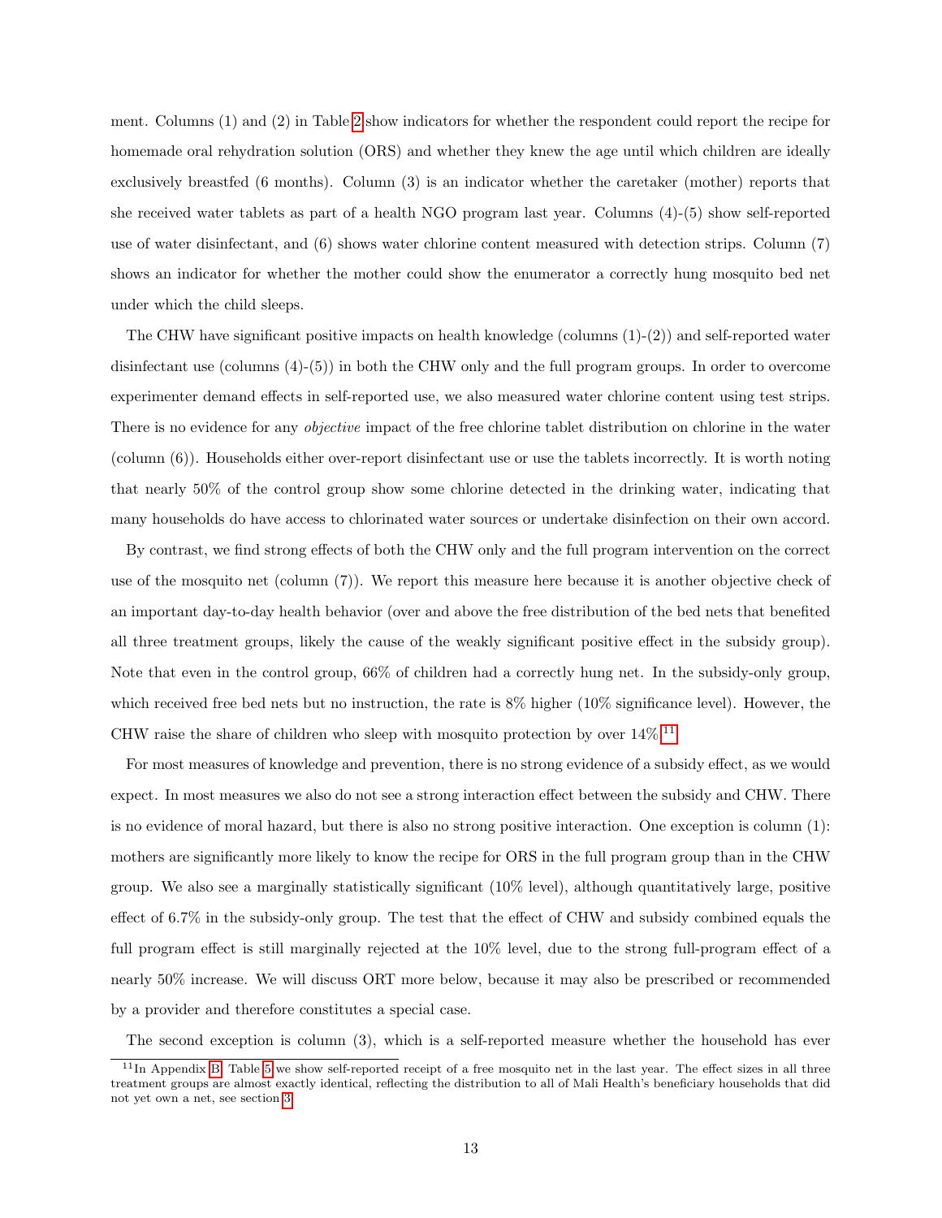ment. Columns (1) and (2) in Table 2 show indicators for whether the respondent could report the recipe for homemade oral rehydration solution (ORS) and whether they knew the age until which children are ideally exclusively breastfed (6 months). Column (3) is an indicator whether the caretaker (mother) reports that she received water tablets as part of a health NGO program last year. Columns (4)-(5) show self-reported use of water disinfectant, and (6) shows water chlorine content measured with detection strips. Column (7) shows an indicator for whether the mother could show the enumerator a correctly hung mosquito bed net under which the child sleeps.

The CHW have significant positive impacts on health knowledge (columns (1)-(2)) and self-reported water disinfectant use (columns (4)-(5)) in both the CHW only and the full program groups. In order to overcome experimenter demand effects in self-reported use, we also measured water chlorine content using test strips. There is no evidence for any *objective* impact of the free chlorine tablet distribution on chlorine in the water (column (6)). Households either over-report disinfectant use or use the tablets incorrectly. It is worth noting that nearly 50% of the control group show some chlorine detected in the drinking water, indicating that many households do have access to chlorinated water sources or undertake disinfection on their own accord.

By contrast, we find strong effects of both the CHW only and the full program intervention on the correct use of the mosquito net (column (7)). We report this measure here because it is another objective check of an important day-to-day health behavior (over and above the free distribution of the bed nets that benefited all three treatment groups, likely the cause of the weakly significant positive effect in the subsidy group). Note that even in the control group, 66% of children had a correctly hung net. In the subsidy-only group, which received free bed nets but no instruction, the rate is 8% higher (10% significance level). However, the CHW raise the share of children who sleep with mosquito protection by over 14%.[11]

For most measures of knowledge and prevention, there is no strong evidence of a subsidy effect, as we would expect. In most measures we also do not see a strong interaction effect between the subsidy and CHW. There is no evidence of moral hazard, but there is also no strong positive interaction. One exception is column (1): mothers are significantly more likely to know the recipe for ORS in the full program group than in the CHW group. We also see a marginally statistically significant (10% level), although quantitatively large, positive effect of 6.7% in the subsidy-only group. The test that the effect of CHW and subsidy combined equals the full program effect is still marginally rejected at the 10% level, due to the strong full-program effect of a nearly 50% increase. We will discuss ORT more below, because it may also be prescribed or recommended by a provider and therefore constitutes a special case.

The second exception is column (3), which is a self-reported measure whether the household has ever

[11] In Appendix B, Table 5 we show self-reported receipt of a free mosquito net in the last year. The effect sizes in all three treatment groups are almost exactly identical, reflecting the distribution to all of Mali Health's beneficiary households that did not yet own a net, see section 3.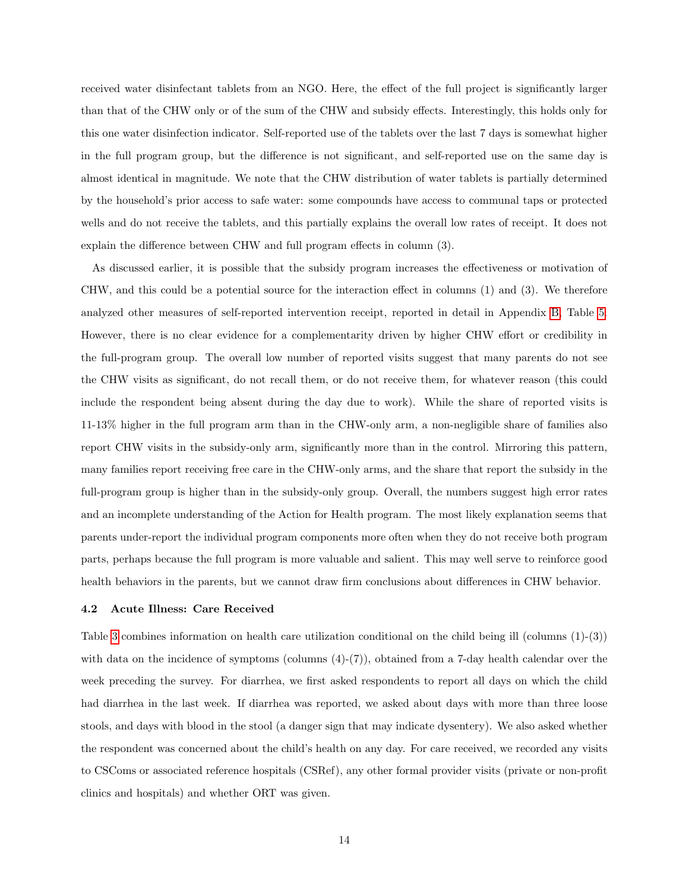received water disinfectant tablets from an NGO. Here, the effect of the full project is significantly larger than that of the CHW only or of the sum of the CHW and subsidy effects. Interestingly, this holds only for this one water disinfection indicator. Self-reported use of the tablets over the last 7 days is somewhat higher in the full program group, but the difference is not significant, and self-reported use on the same day is almost identical in magnitude. We note that the CHW distribution of water tablets is partially determined by the household's prior access to safe water: some compounds have access to communal taps or protected wells and do not receive the tablets, and this partially explains the overall low rates of receipt. It does not explain the difference between CHW and full program effects in column (3).

As discussed earlier, it is possible that the subsidy program increases the effectiveness or motivation of CHW, and this could be a potential source for the interaction effect in columns (1) and (3). We therefore analyzed other measures of self-reported intervention receipt, reported in detail in Appendix B, Table 5. However, there is no clear evidence for a complementarity driven by higher CHW effort or credibility in the full-program group. The overall low number of reported visits suggest that many parents do not see the CHW visits as significant, do not recall them, or do not receive them, for whatever reason (this could include the respondent being absent during the day due to work). While the share of reported visits is 11-13% higher in the full program arm than in the CHW-only arm, a non-negligible share of families also report CHW visits in the subsidy-only arm, significantly more than in the control. Mirroring this pattern, many families report receiving free care in the CHW-only arms, and the share that report the subsidy in the full-program group is higher than in the subsidy-only group. Overall, the numbers suggest high error rates and an incomplete understanding of the Action for Health program. The most likely explanation seems that parents under-report the individual program components more often when they do not receive both program parts, perhaps because the full program is more valuable and salient. This may well serve to reinforce good health behaviors in the parents, but we cannot draw firm conclusions about differences in CHW behavior.

### 4.2 Acute Illness: Care Received

Table 3 combines information on health care utilization conditional on the child being ill (columns (1)-(3)) with data on the incidence of symptoms (columns (4)-(7)), obtained from a 7-day health calendar over the week preceding the survey. For diarrhea, we first asked respondents to report all days on which the child had diarrhea in the last week. If diarrhea was reported, we asked about days with more than three loose stools, and days with blood in the stool (a danger sign that may indicate dysentery). We also asked whether the respondent was concerned about the child's health on any day. For care received, we recorded any visits to CSComs or associated reference hospitals (CSRef), any other formal provider visits (private or non-profit clinics and hospitals) and whether ORT was given.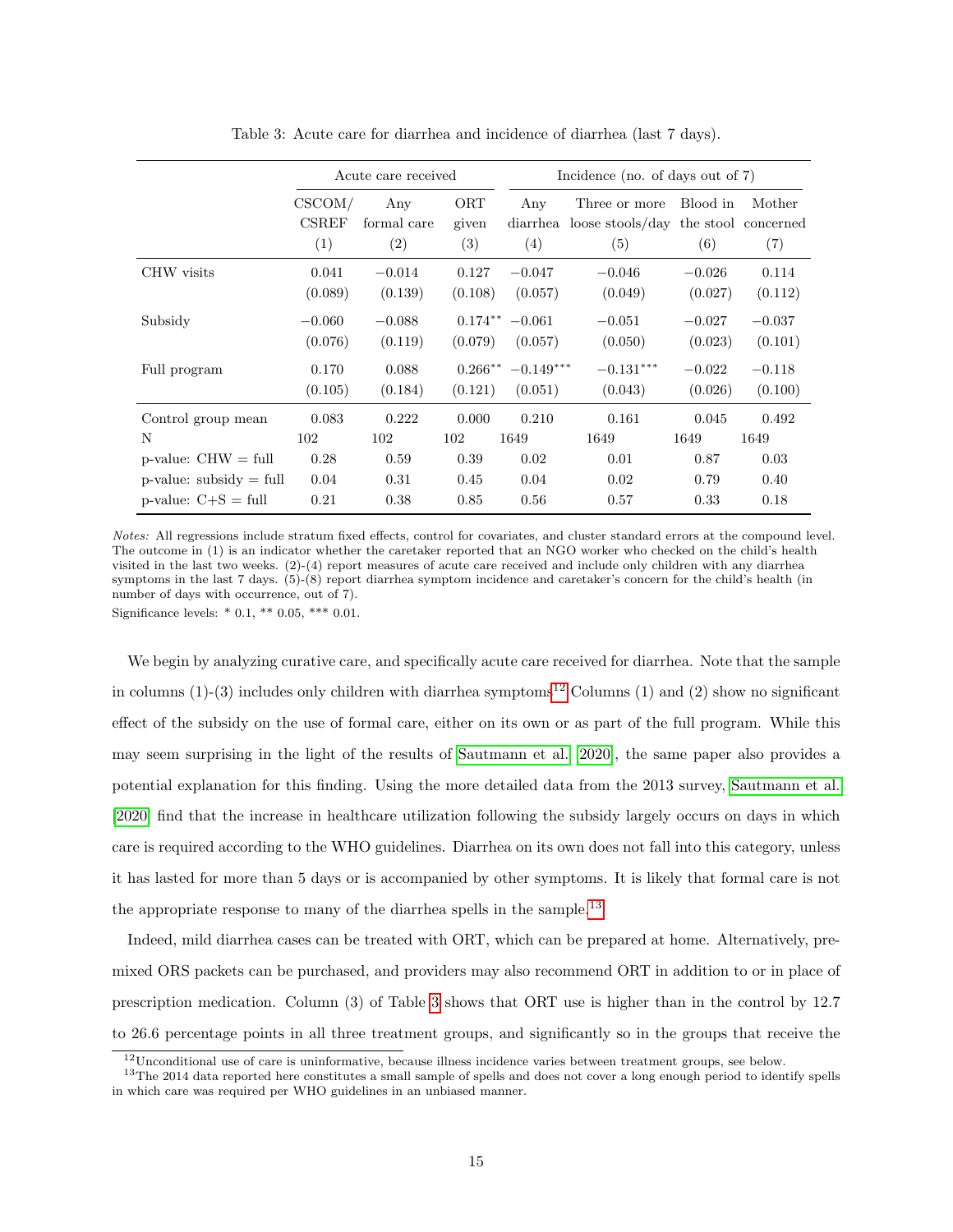Table 3: Acute care for diarrhea and incidence of diarrhea (last 7 days).

| | Acute care received | | | Incidence (no. of days out of 7) | | | |
|---|---|---|---|---|---|---|---|
| | CSCOM/ CSREF (1) | Any formal care (2) | ORT given (3) | Any diarrhea (4) | Three or more loose stools/day (5) | Blood in the stool (6) | Mother concerned (7) |
| CHW visits | 0.041 | −0.014 | 0.127 | −0.047 | −0.046 | −0.026 | 0.114 |
| | (0.089) | (0.139) | (0.108) | (0.057) | (0.049) | (0.027) | (0.112) |
| Subsidy | −0.060 | −0.088 | 0.174** | −0.061 | −0.051 | −0.027 | −0.037 |
| | (0.076) | (0.119) | (0.079) | (0.057) | (0.050) | (0.023) | (0.101) |
| Full program | 0.170 | 0.088 | 0.266** | −0.149*** | −0.131*** | −0.022 | −0.118 |
| | (0.105) | (0.184) | (0.121) | (0.051) | (0.043) | (0.026) | (0.100) |
| Control group mean | 0.083 | 0.222 | 0.000 | 0.210 | 0.161 | 0.045 | 0.492 |
| N | 102 | 102 | 102 | 1649 | 1649 | 1649 | 1649 |
| p-value: CHW = full | 0.28 | 0.59 | 0.39 | 0.02 | 0.01 | 0.87 | 0.03 |
| p-value: subsidy = full | 0.04 | 0.31 | 0.45 | 0.04 | 0.02 | 0.79 | 0.40 |
| p-value: C+S = full | 0.21 | 0.38 | 0.85 | 0.56 | 0.57 | 0.33 | 0.18 |

*Notes:* All regressions include stratum fixed effects, control for covariates, and cluster standard errors at the compound level. The outcome in (1) is an indicator whether the caretaker reported that an NGO worker who checked on the child's health visited in the last two weeks. (2)-(4) report measures of acute care received and include only children with any diarrhea symptoms in the last 7 days. (5)-(8) report diarrhea symptom incidence and caretaker's concern for the child's health (in number of days with occurrence, out of 7).

Significance levels: * 0.1, ** 0.05, *** 0.01.

We begin by analyzing curative care, and specifically acute care received for diarrhea. Note that the sample in columns (1)-(3) includes only children with diarrhea symptoms.[12] Columns (1) and (2) show no significant effect of the subsidy on the use of formal care, either on its own or as part of the full program. While this may seem surprising in the light of the results of Sautmann et al. [2020], the same paper also provides a potential explanation for this finding. Using the more detailed data from the 2013 survey, Sautmann et al. [2020] find that the increase in healthcare utilization following the subsidy largely occurs on days in which care is required according to the WHO guidelines. Diarrhea on its own does not fall into this category, unless it has lasted for more than 5 days or is accompanied by other symptoms. It is likely that formal care is not the appropriate response to many of the diarrhea spells in the sample.[13]

Indeed, mild diarrhea cases can be treated with ORT, which can be prepared at home. Alternatively, premixed ORS packets can be purchased, and providers may also recommend ORT in addition to or in place of prescription medication. Column (3) of Table 3 shows that ORT use is higher than in the control by 12.7 to 26.6 percentage points in all three treatment groups, and significantly so in the groups that receive the

[12] Unconditional use of care is uninformative, because illness incidence varies between treatment groups, see below.

[13] The 2014 data reported here constitutes a small sample of spells and does not cover a long enough period to identify spells in which care was required per WHO guidelines in an unbiased manner.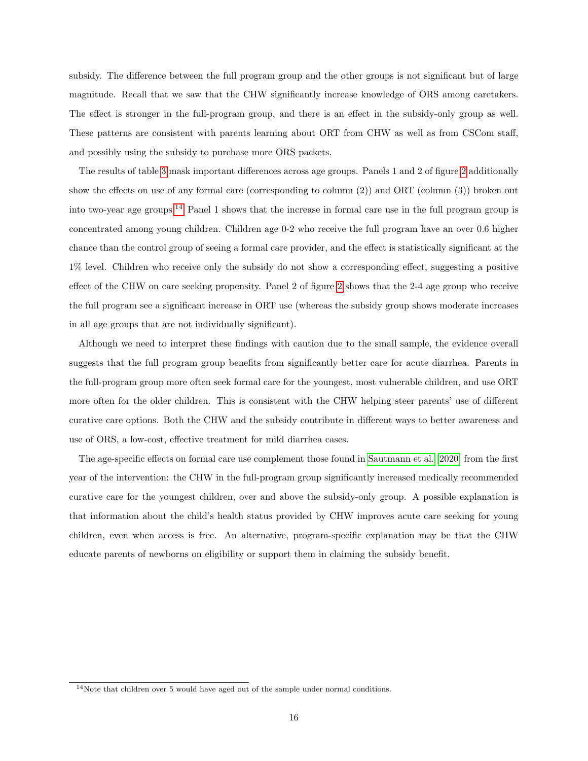subsidy. The difference between the full program group and the other groups is not significant but of large magnitude. Recall that we saw that the CHW significantly increase knowledge of ORS among caretakers. The effect is stronger in the full-program group, and there is an effect in the subsidy-only group as well. These patterns are consistent with parents learning about ORT from CHW as well as from CSCom staff, and possibly using the subsidy to purchase more ORS packets.

The results of table 3 mask important differences across age groups. Panels 1 and 2 of figure 2 additionally show the effects on use of any formal care (corresponding to column (2)) and ORT (column (3)) broken out into two-year age groups.[14] Panel 1 shows that the increase in formal care use in the full program group is concentrated among young children. Children age 0-2 who receive the full program have an over 0.6 higher chance than the control group of seeing a formal care provider, and the effect is statistically significant at the 1% level. Children who receive only the subsidy do not show a corresponding effect, suggesting a positive effect of the CHW on care seeking propensity. Panel 2 of figure 2 shows that the 2-4 age group who receive the full program see a significant increase in ORT use (whereas the subsidy group shows moderate increases in all age groups that are not individually significant).

Although we need to interpret these findings with caution due to the small sample, the evidence overall suggests that the full program group benefits from significantly better care for acute diarrhea. Parents in the full-program group more often seek formal care for the youngest, most vulnerable children, and use ORT more often for the older children. This is consistent with the CHW helping steer parents' use of different curative care options. Both the CHW and the subsidy contribute in different ways to better awareness and use of ORS, a low-cost, effective treatment for mild diarrhea cases.

The age-specific effects on formal care use complement those found in Sautmann et al. (2020) from the first year of the intervention: the CHW in the full-program group significantly increased medically recommended curative care for the youngest children, over and above the subsidy-only group. A possible explanation is that information about the child's health status provided by CHW improves acute care seeking for young children, even when access is free. An alternative, program-specific explanation may be that the CHW educate parents of newborns on eligibility or support them in claiming the subsidy benefit.

[14] Note that children over 5 would have aged out of the sample under normal conditions.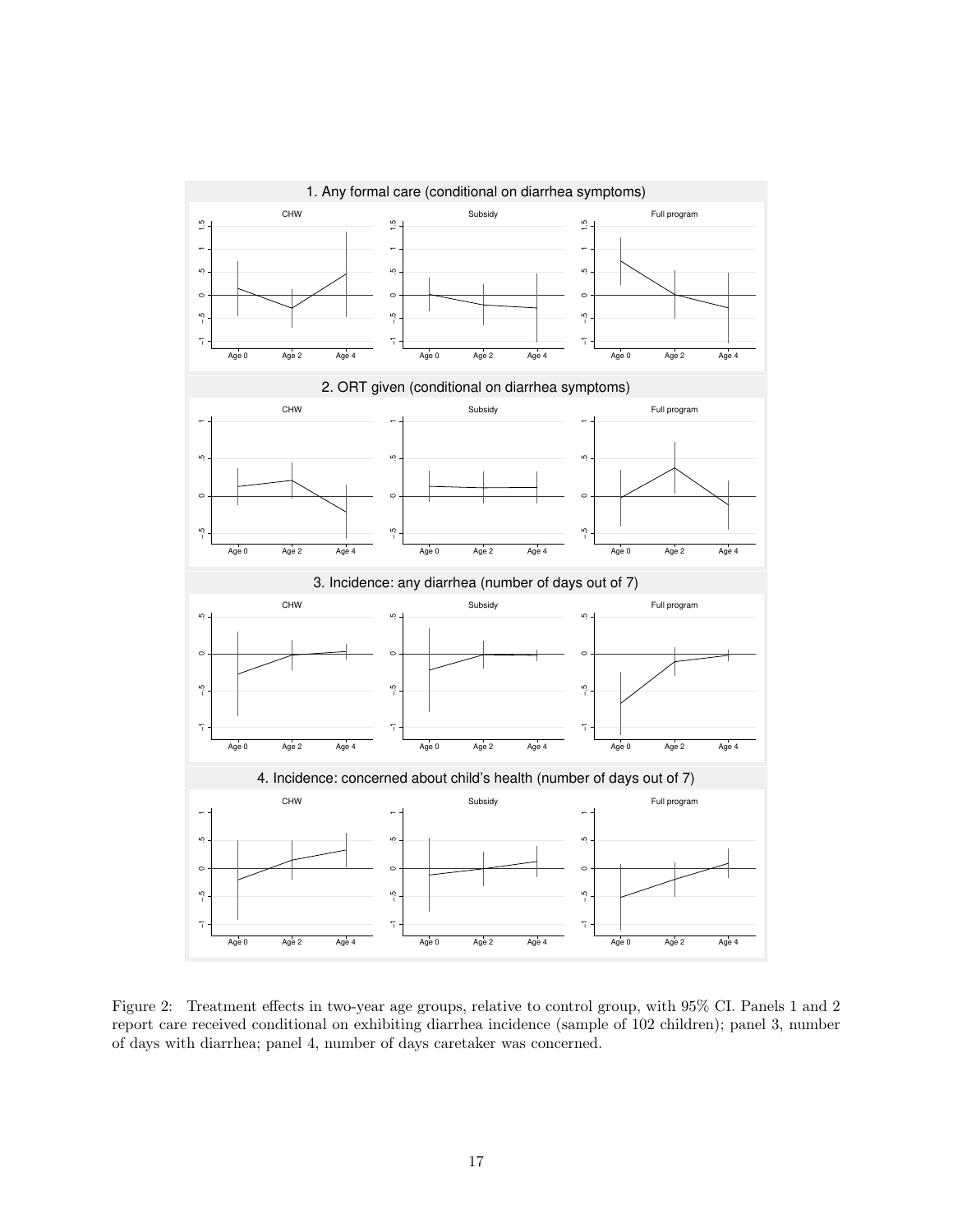Figure 2: Treatment effects in two-year age groups, relative to control group, with 95% CI. Panels 1 and 2 report care received conditional on exhibiting diarrhea incidence (sample of 102 children); panel 3, number of days with diarrhea; panel 4, number of days caretaker was concerned.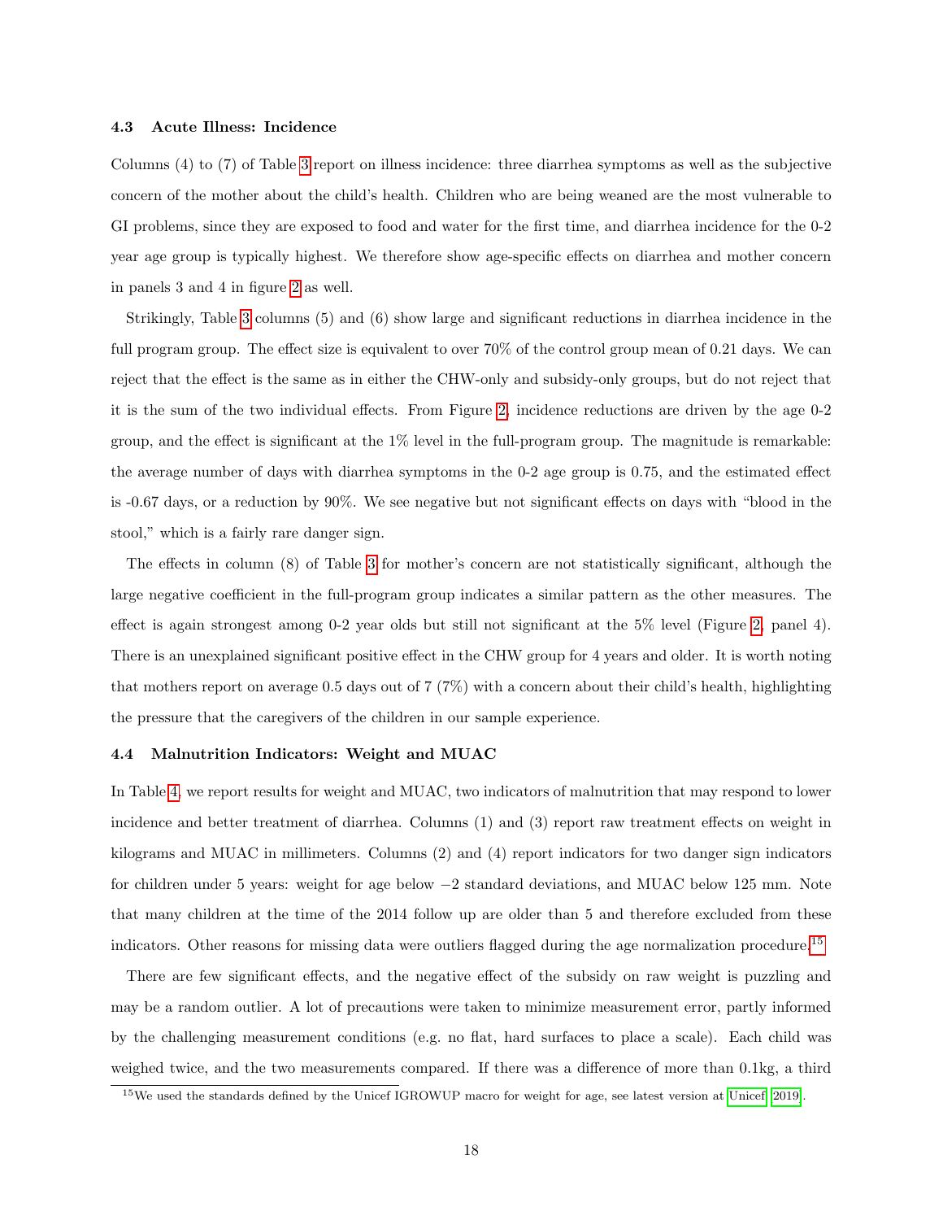### 4.3 Acute Illness: Incidence

Columns (4) to (7) of Table 3 report on illness incidence: three diarrhea symptoms as well as the subjective concern of the mother about the child's health. Children who are being weaned are the most vulnerable to GI problems, since they are exposed to food and water for the first time, and diarrhea incidence for the 0-2 year age group is typically highest. We therefore show age-specific effects on diarrhea and mother concern in panels 3 and 4 in figure 2 as well.

Strikingly, Table 3 columns (5) and (6) show large and significant reductions in diarrhea incidence in the full program group. The effect size is equivalent to over 70% of the control group mean of 0.21 days. We can reject that the effect is the same as in either the CHW-only and subsidy-only groups, but do not reject that it is the sum of the two individual effects. From Figure 2, incidence reductions are driven by the age 0-2 group, and the effect is significant at the 1% level in the full-program group. The magnitude is remarkable: the average number of days with diarrhea symptoms in the 0-2 age group is 0.75, and the estimated effect is -0.67 days, or a reduction by 90%. We see negative but not significant effects on days with "blood in the stool," which is a fairly rare danger sign.

The effects in column (8) of Table 3 for mother's concern are not statistically significant, although the large negative coefficient in the full-program group indicates a similar pattern as the other measures. The effect is again strongest among 0-2 year olds but still not significant at the 5% level (Figure 2, panel 4). There is an unexplained significant positive effect in the CHW group for 4 years and older. It is worth noting that mothers report on average 0.5 days out of 7 (7%) with a concern about their child's health, highlighting the pressure that the caregivers of the children in our sample experience.

### 4.4 Malnutrition Indicators: Weight and MUAC

In Table 4, we report results for weight and MUAC, two indicators of malnutrition that may respond to lower incidence and better treatment of diarrhea. Columns (1) and (3) report raw treatment effects on weight in kilograms and MUAC in millimeters. Columns (2) and (4) report indicators for two danger sign indicators for children under 5 years: weight for age below $-2$ standard deviations, and MUAC below 125 mm. Note that many children at the time of the 2014 follow up are older than 5 and therefore excluded from these indicators. Other reasons for missing data were outliers flagged during the age normalization procedure.[15]

There are few significant effects, and the negative effect of the subsidy on raw weight is puzzling and may be a random outlier. A lot of precautions were taken to minimize measurement error, partly informed by the challenging measurement conditions (e.g. no flat, hard surfaces to place a scale). Each child was weighed twice, and the two measurements compared. If there was a difference of more than 0.1kg, a third

[15] We used the standards defined by the Unicef IGROWUP macro for weight for age, see latest version at Unicef 2019.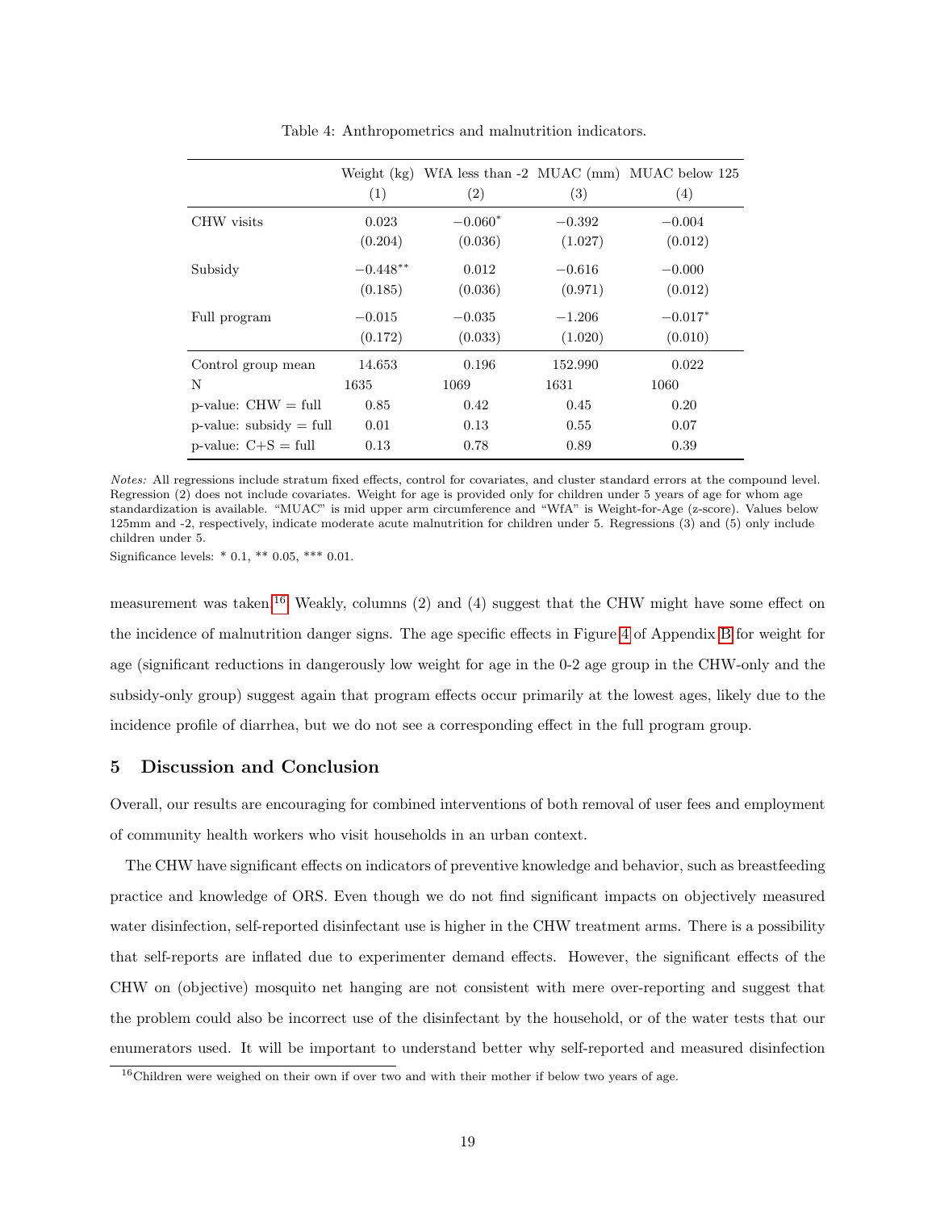Table 4: Anthropometrics and malnutrition indicators.

| | Weight (kg) | WfA less than -2 | MUAC (mm) | MUAC below 125 |
|---|---|---|---|---|
| | (1) | (2) | (3) | (4) |
| CHW visits | 0.023 | $-0.060^{*}$ | $-0.392$ | $-0.004$ |
| | (0.204) | (0.036) | (1.027) | (0.012) |
| Subsidy | $-0.448^{**}$ | 0.012 | $-0.616$ | $-0.000$ |
| | (0.185) | (0.036) | (0.971) | (0.012) |
| Full program | $-0.015$ | $-0.035$ | $-1.206$ | $-0.017^{*}$ |
| | (0.172) | (0.033) | (1.020) | (0.010) |
| Control group mean | 14.653 | 0.196 | 152.990 | 0.022 |
| N | 1635 | 1069 | 1631 | 1060 |
| p-value: CHW = full | 0.85 | 0.42 | 0.45 | 0.20 |
| p-value: subsidy = full | 0.01 | 0.13 | 0.55 | 0.07 |
| p-value: C+S = full | 0.13 | 0.78 | 0.89 | 0.39 |

*Notes:* All regressions include stratum fixed effects, control for covariates, and cluster standard errors at the compound level. Regression (2) does not include covariates. Weight for age is provided only for children under 5 years of age for whom age standardization is available. "MUAC" is mid upper arm circumference and "WfA" is Weight-for-Age (z-score). Values below 125mm and -2, respectively, indicate moderate acute malnutrition for children under 5. Regressions (3) and (5) only include children under 5.

Significance levels: * 0.1, ** 0.05, *** 0.01.

measurement was taken.[16] Weakly, columns (2) and (4) suggest that the CHW might have some effect on the incidence of malnutrition danger signs. The age specific effects in Figure 4 of Appendix B for weight for age (significant reductions in dangerously low weight for age in the 0-2 age group in the CHW-only and the subsidy-only group) suggest again that program effects occur primarily at the lowest ages, likely due to the incidence profile of diarrhea, but we do not see a corresponding effect in the full program group.

## 5 Discussion and Conclusion

Overall, our results are encouraging for combined interventions of both removal of user fees and employment of community health workers who visit households in an urban context.

The CHW have significant effects on indicators of preventive knowledge and behavior, such as breastfeeding practice and knowledge of ORS. Even though we do not find significant impacts on objectively measured water disinfection, self-reported disinfectant use is higher in the CHW treatment arms. There is a possibility that self-reports are inflated due to experimenter demand effects. However, the significant effects of the CHW on (objective) mosquito net hanging are not consistent with mere over-reporting and suggest that the problem could also be incorrect use of the disinfectant by the household, or of the water tests that our enumerators used. It will be important to understand better why self-reported and measured disinfection

[16] Children were weighed on their own if over two and with their mother if below two years of age.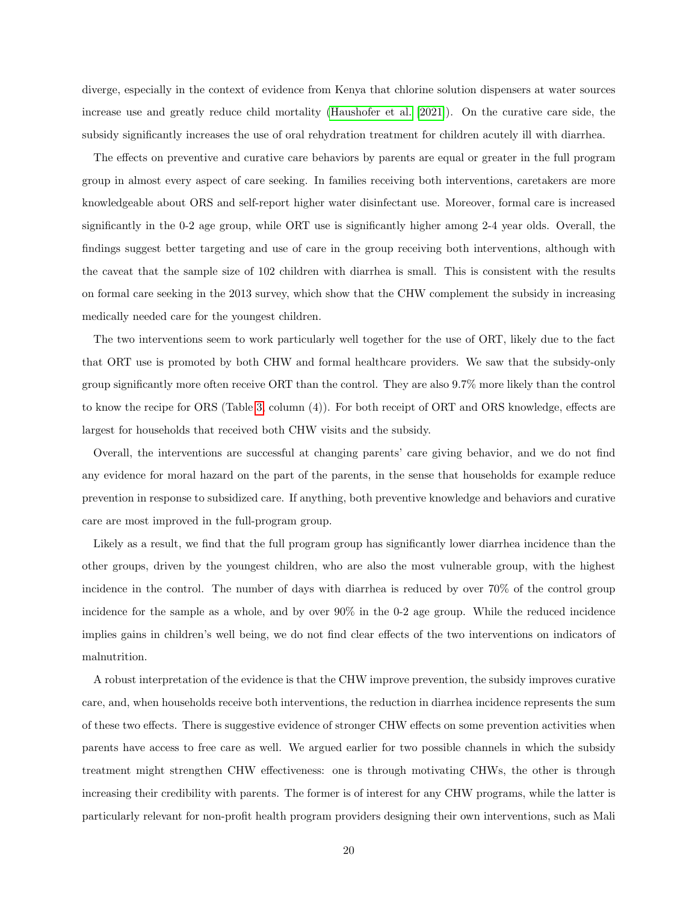diverge, especially in the context of evidence from Kenya that chlorine solution dispensers at water sources increase use and greatly reduce child mortality (Haushofer et al. [2021]). On the curative care side, the subsidy significantly increases the use of oral rehydration treatment for children acutely ill with diarrhea.

The effects on preventive and curative care behaviors by parents are equal or greater in the full program group in almost every aspect of care seeking. In families receiving both interventions, caretakers are more knowledgeable about ORS and self-report higher water disinfectant use. Moreover, formal care is increased significantly in the 0-2 age group, while ORT use is significantly higher among 2-4 year olds. Overall, the findings suggest better targeting and use of care in the group receiving both interventions, although with the caveat that the sample size of 102 children with diarrhea is small. This is consistent with the results on formal care seeking in the 2013 survey, which show that the CHW complement the subsidy in increasing medically needed care for the youngest children.

The two interventions seem to work particularly well together for the use of ORT, likely due to the fact that ORT use is promoted by both CHW and formal healthcare providers. We saw that the subsidy-only group significantly more often receive ORT than the control. They are also 9.7% more likely than the control to know the recipe for ORS (Table 3, column (4)). For both receipt of ORT and ORS knowledge, effects are largest for households that received both CHW visits and the subsidy.

Overall, the interventions are successful at changing parents' care giving behavior, and we do not find any evidence for moral hazard on the part of the parents, in the sense that households for example reduce prevention in response to subsidized care. If anything, both preventive knowledge and behaviors and curative care are most improved in the full-program group.

Likely as a result, we find that the full program group has significantly lower diarrhea incidence than the other groups, driven by the youngest children, who are also the most vulnerable group, with the highest incidence in the control. The number of days with diarrhea is reduced by over 70% of the control group incidence for the sample as a whole, and by over 90% in the 0-2 age group. While the reduced incidence implies gains in children's well being, we do not find clear effects of the two interventions on indicators of malnutrition.

A robust interpretation of the evidence is that the CHW improve prevention, the subsidy improves curative care, and, when households receive both interventions, the reduction in diarrhea incidence represents the sum of these two effects. There is suggestive evidence of stronger CHW effects on some prevention activities when parents have access to free care as well. We argued earlier for two possible channels in which the subsidy treatment might strengthen CHW effectiveness: one is through motivating CHWs, the other is through increasing their credibility with parents. The former is of interest for any CHW programs, while the latter is particularly relevant for non-profit health program providers designing their own interventions, such as Mali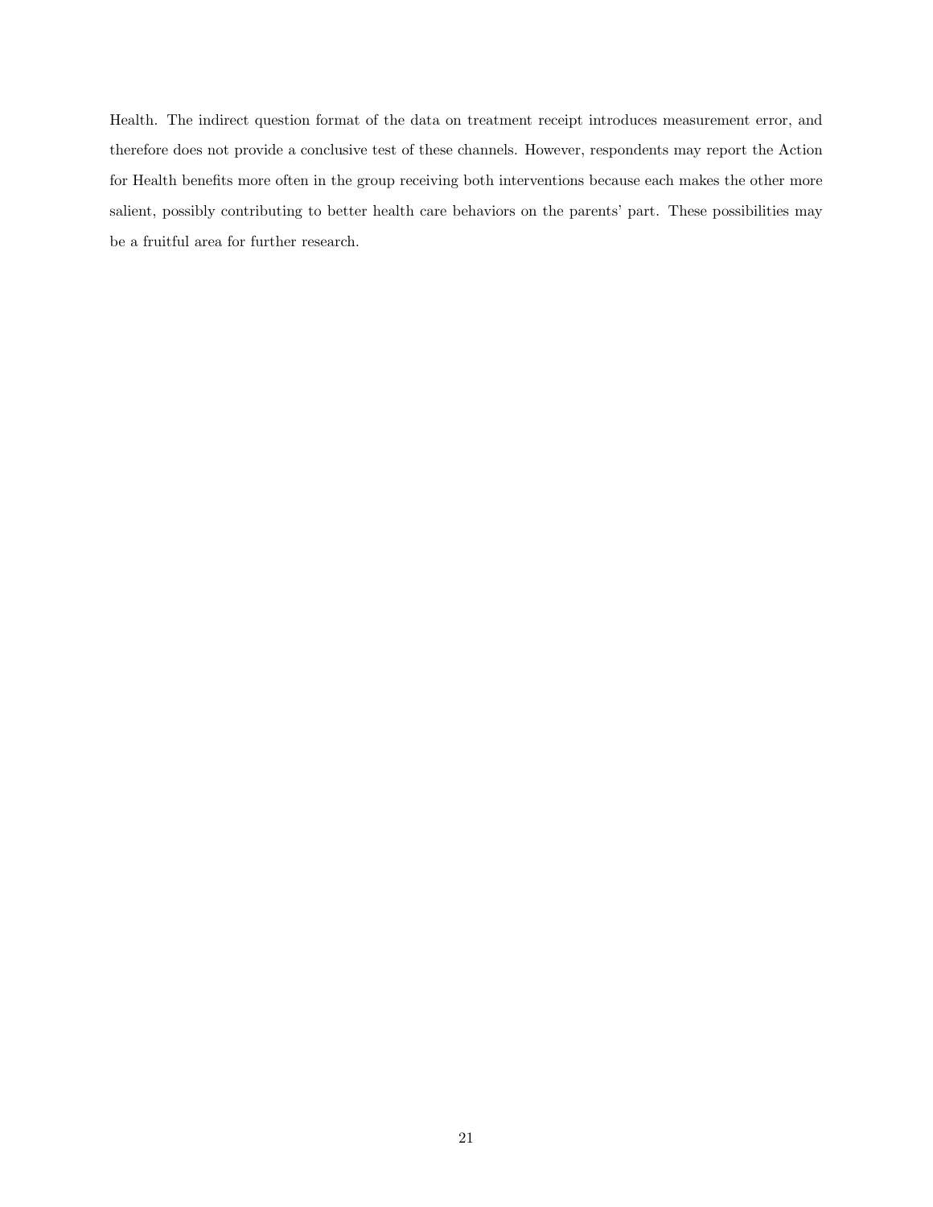Health. The indirect question format of the data on treatment receipt introduces measurement error, and therefore does not provide a conclusive test of these channels. However, respondents may report the Action for Health benefits more often in the group receiving both interventions because each makes the other more salient, possibly contributing to better health care behaviors on the parents' part. These possibilities may be a fruitful area for further research.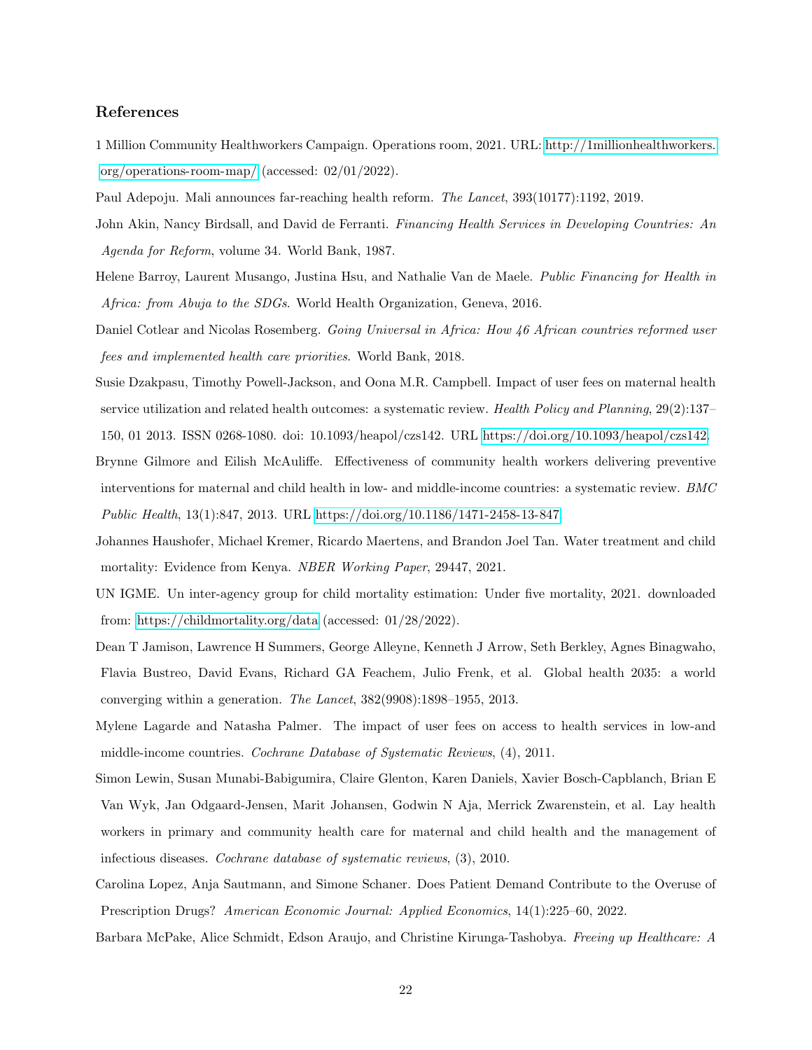## References

1 Million Community Healthworkers Campaign. Operations room, 2021. URL: http://1millionhealthworkers.org/operations-room-map/ (accessed: 02/01/2022).

Paul Adepoju. Mali announces far-reaching health reform. *The Lancet*, 393(10177):1192, 2019.

John Akin, Nancy Birdsall, and David de Ferranti. *Financing Health Services in Developing Countries: An Agenda for Reform*, volume 34. World Bank, 1987.

Helene Barroy, Laurent Musango, Justina Hsu, and Nathalie Van de Maele. *Public Financing for Health in Africa: from Abuja to the SDGs*. World Health Organization, Geneva, 2016.

Daniel Cotlear and Nicolas Rosemberg. *Going Universal in Africa: How 46 African countries reformed user fees and implemented health care priorities*. World Bank, 2018.

Susie Dzakpasu, Timothy Powell-Jackson, and Oona M.R. Campbell. Impact of user fees on maternal health service utilization and related health outcomes: a systematic review. *Health Policy and Planning*, 29(2):137–150, 01 2013. ISSN 0268-1080. doi: 10.1093/heapol/czs142. URL https://doi.org/10.1093/heapol/czs142.

Brynne Gilmore and Eilish McAuliffe. Effectiveness of community health workers delivering preventive interventions for maternal and child health in low- and middle-income countries: a systematic review. *BMC Public Health*, 13(1):847, 2013. URL https://doi.org/10.1186/1471-2458-13-847.

Johannes Haushofer, Michael Kremer, Ricardo Maertens, and Brandon Joel Tan. Water treatment and child mortality: Evidence from Kenya. *NBER Working Paper*, 29447, 2021.

UN IGME. Un inter-agency group for child mortality estimation: Under five mortality, 2021. downloaded from: https://childmortality.org/data (accessed: 01/28/2022).

Dean T Jamison, Lawrence H Summers, George Alleyne, Kenneth J Arrow, Seth Berkley, Agnes Binagwaho, Flavia Bustreo, David Evans, Richard GA Feachem, Julio Frenk, et al. Global health 2035: a world converging within a generation. *The Lancet*, 382(9908):1898–1955, 2013.

Mylene Lagarde and Natasha Palmer. The impact of user fees on access to health services in low-and middle-income countries. *Cochrane Database of Systematic Reviews*, (4), 2011.

Simon Lewin, Susan Munabi-Babigumira, Claire Glenton, Karen Daniels, Xavier Bosch-Capblanch, Brian E Van Wyk, Jan Odgaard-Jensen, Marit Johansen, Godwin N Aja, Merrick Zwarenstein, et al. Lay health workers in primary and community health care for maternal and child health and the management of infectious diseases. *Cochrane database of systematic reviews*, (3), 2010.

Carolina Lopez, Anja Sautmann, and Simone Schaner. Does Patient Demand Contribute to the Overuse of Prescription Drugs? *American Economic Journal: Applied Economics*, 14(1):225–60, 2022.

Barbara McPake, Alice Schmidt, Edson Araujo, and Christine Kirunga-Tashobya. *Freeing up Healthcare: A*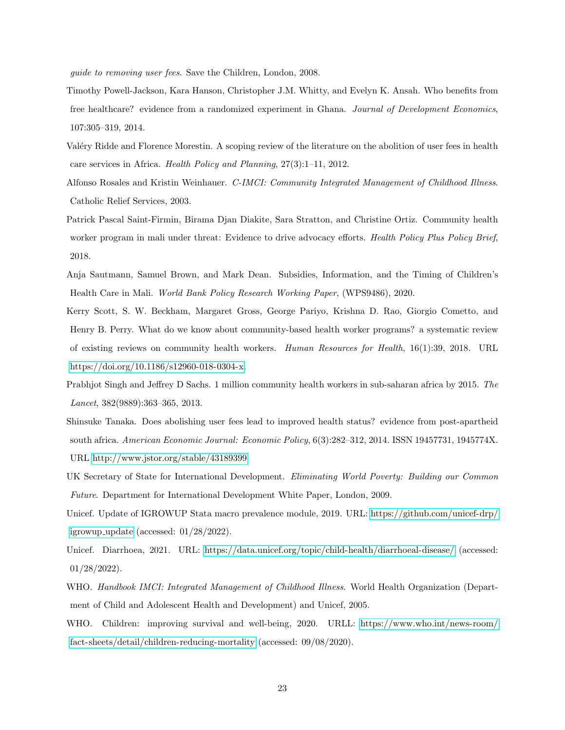*guide to removing user fees*. Save the Children, London, 2008.

Timothy Powell-Jackson, Kara Hanson, Christopher J.M. Whitty, and Evelyn K. Ansah. Who benefits from free healthcare? evidence from a randomized experiment in Ghana. *Journal of Development Economics*, 107:305–319, 2014.

Valéry Ridde and Florence Morestin. A scoping review of the literature on the abolition of user fees in health care services in Africa. *Health Policy and Planning*, 27(3):1–11, 2012.

Alfonso Rosales and Kristin Weinhauer. *C-IMCI: Community Integrated Management of Childhood Illness*. Catholic Relief Services, 2003.

Patrick Pascal Saint-Firmin, Birama Djan Diakite, Sara Stratton, and Christine Ortiz. Community health worker program in mali under threat: Evidence to drive advocacy efforts. *Health Policy Plus Policy Brief*, 2018.

Anja Sautmann, Samuel Brown, and Mark Dean. Subsidies, Information, and the Timing of Children's Health Care in Mali. *World Bank Policy Research Working Paper*, (WPS9486), 2020.

Kerry Scott, S. W. Beckham, Margaret Gross, George Pariyo, Krishna D. Rao, Giorgio Cometto, and Henry B. Perry. What do we know about community-based health worker programs? a systematic review of existing reviews on community health workers. *Human Resources for Health*, 16(1):39, 2018. URL https://doi.org/10.1186/s12960-018-0304-x.

Prabhjot Singh and Jeffrey D Sachs. 1 million community health workers in sub-saharan africa by 2015. *The Lancet*, 382(9889):363–365, 2013.

Shinsuke Tanaka. Does abolishing user fees lead to improved health status? evidence from post-apartheid south africa. *American Economic Journal: Economic Policy*, 6(3):282–312, 2014. ISSN 19457731, 1945774X. URL http://www.jstor.org/stable/43189399.

UK Secretary of State for International Development. *Eliminating World Poverty: Building our Common Future*. Department for International Development White Paper, London, 2009.

Unicef. Update of IGROWUP Stata macro prevalence module, 2019. URL: https://github.com/unicef-drp/igrowup_update (accessed: 01/28/2022).

Unicef. Diarrhoea, 2021. URL: https://data.unicef.org/topic/child-health/diarrhoeal-disease/ (accessed: 01/28/2022).

WHO. *Handbook IMCI: Integrated Management of Childhood Illness*. World Health Organization (Department of Child and Adolescent Health and Development) and Unicef, 2005.

WHO. Children: improving survival and well-being, 2020. URLL: https://www.who.int/news-room/fact-sheets/detail/children-reducing-mortality (accessed: 09/08/2020).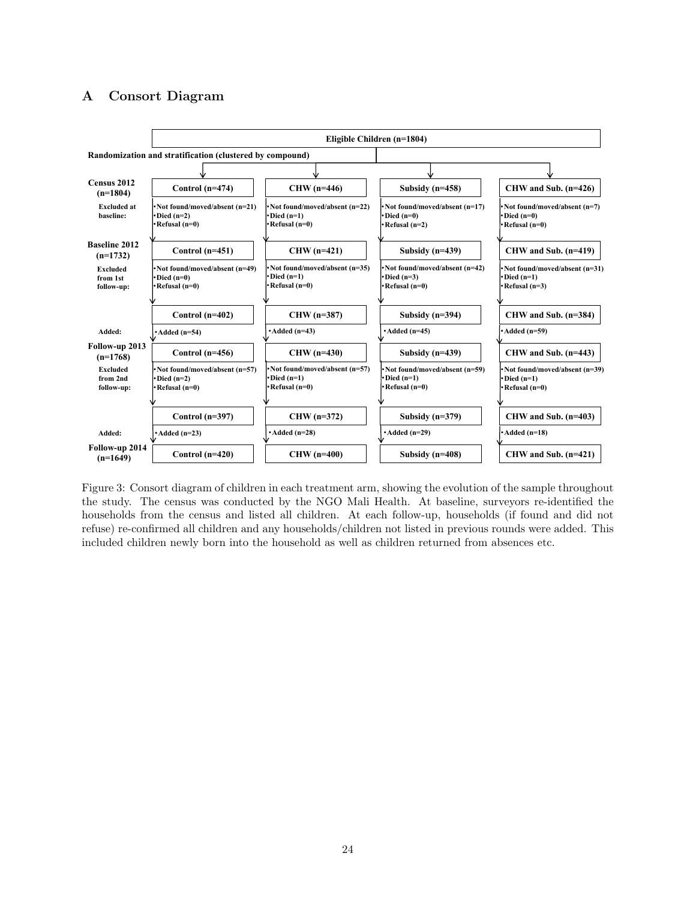## A Consort Diagram

Eligible Children (n=1804)

Randomization and stratification (clustered by compound)

| | Control | CHW | Subsidy | CHW and Sub. |
|---|---|---|---|---|
| **Census 2012 (n=1804)** | Control (n=474) | CHW (n=446) | Subsidy (n=458) | CHW and Sub. (n=426) |
| **Excluded at baseline:** | •Not found/moved/absent (n=21) •Died (n=2) •Refusal (n=0) | •Not found/moved/absent (n=22) •Died (n=1) •Refusal (n=0) | •Not found/moved/absent (n=17) •Died (n=0) •Refusal (n=2) | •Not found/moved/absent (n=7) •Died (n=0) •Refusal (n=0) |
| **Baseline 2012 (n=1732)** | Control (n=451) | CHW (n=421) | Subsidy (n=439) | CHW and Sub. (n=419) |
| **Excluded from 1st follow-up:** | •Not found/moved/absent (n=49) •Died (n=0) •Refusal (n=0) | •Not found/moved/absent (n=35) •Died (n=1) •Refusal (n=0) | •Not found/moved/absent (n=42) •Died (n=3) •Refusal (n=0) | •Not found/moved/absent (n=31) •Died (n=1) •Refusal (n=3) |
| | Control (n=402) | CHW (n=387) | Subsidy (n=394) | CHW and Sub. (n=384) |
| **Added:** | •Added (n=54) | •Added (n=43) | •Added (n=45) | •Added (n=59) |
| **Follow-up 2013 (n=1768)** | Control (n=456) | CHW (n=430) | Subsidy (n=439) | CHW and Sub. (n=443) |
| **Excluded from 2nd follow-up:** | •Not found/moved/absent (n=57) •Died (n=2) •Refusal (n=0) | •Not found/moved/absent (n=57) •Died (n=1) •Refusal (n=0) | •Not found/moved/absent (n=59) •Died (n=1) •Refusal (n=0) | •Not found/moved/absent (n=39) •Died (n=1) •Refusal (n=0) |
| | Control (n=397) | CHW (n=372) | Subsidy (n=379) | CHW and Sub. (n=403) |
| **Added:** | •Added (n=23) | •Added (n=28) | •Added (n=29) | •Added (n=18) |
| **Follow-up 2014 (n=1649)** | Control (n=420) | CHW (n=400) | Subsidy (n=408) | CHW and Sub. (n=421) |

Figure 3: Consort diagram of children in each treatment arm, showing the evolution of the sample throughout the study. The census was conducted by the NGO Mali Health. At baseline, surveyors re-identified the households from the census and listed all children. At each follow-up, households (if found and did not refuse) re-confirmed all children and any households/children not listed in previous rounds were added. This included children newly born into the household as well as children returned from absences etc.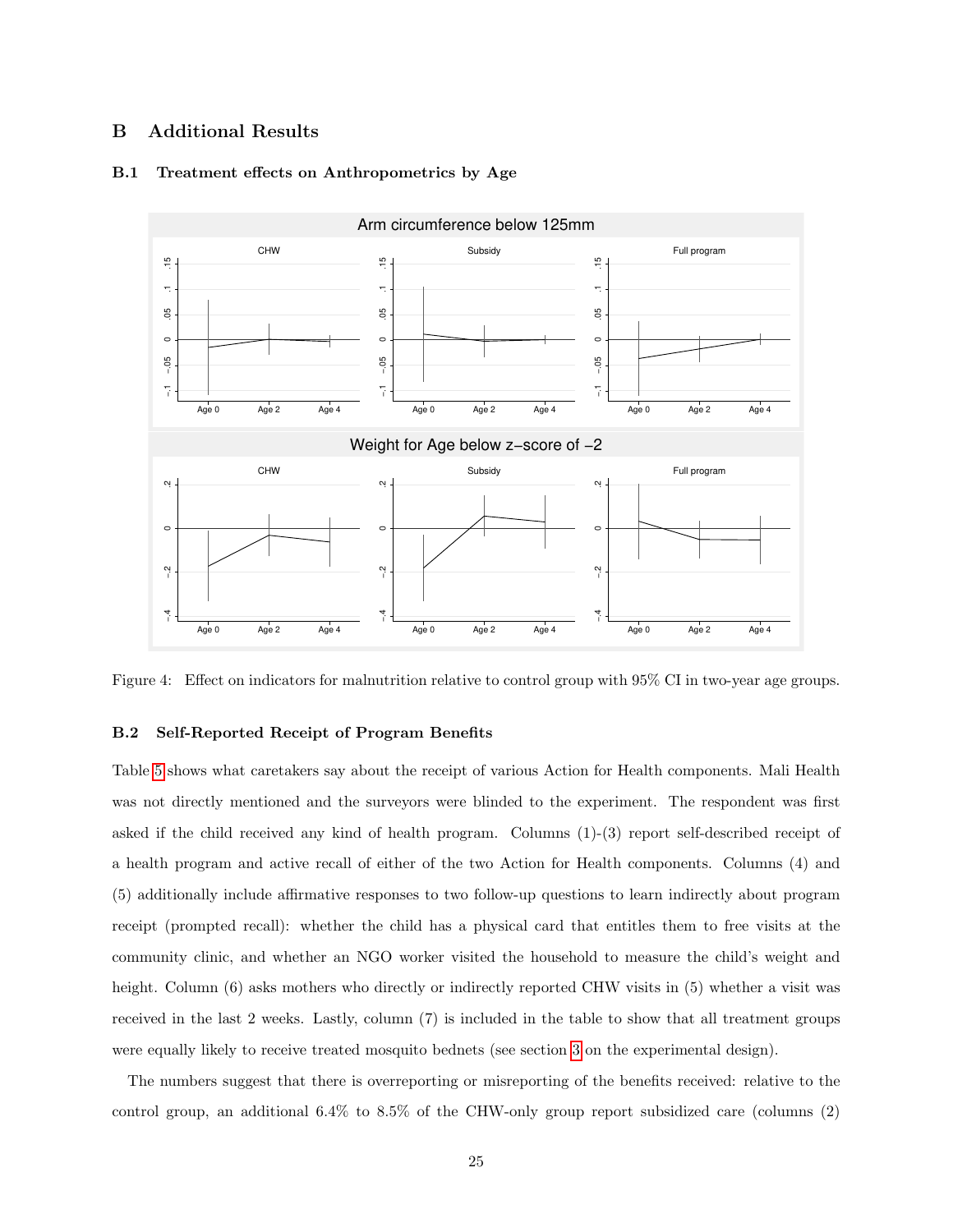# B Additional Results

## B.1 Treatment effects on Anthropometrics by Age

Figure 4: Effect on indicators for malnutrition relative to control group with 95% CI in two-year age groups.

## B.2 Self-Reported Receipt of Program Benefits

Table 5 shows what caretakers say about the receipt of various Action for Health components. Mali Health was not directly mentioned and the surveyors were blinded to the experiment. The respondent was first asked if the child received any kind of health program. Columns (1)-(3) report self-described receipt of a health program and active recall of either of the two Action for Health components. Columns (4) and (5) additionally include affirmative responses to two follow-up questions to learn indirectly about program receipt (prompted recall): whether the child has a physical card that entitles them to free visits at the community clinic, and whether an NGO worker visited the household to measure the child's weight and height. Column (6) asks mothers who directly or indirectly reported CHW visits in (5) whether a visit was received in the last 2 weeks. Lastly, column (7) is included in the table to show that all treatment groups were equally likely to receive treated mosquito bednets (see section 3 on the experimental design).

The numbers suggest that there is overreporting or misreporting of the benefits received: relative to the control group, an additional 6.4% to 8.5% of the CHW-only group report subsidized care (columns (2)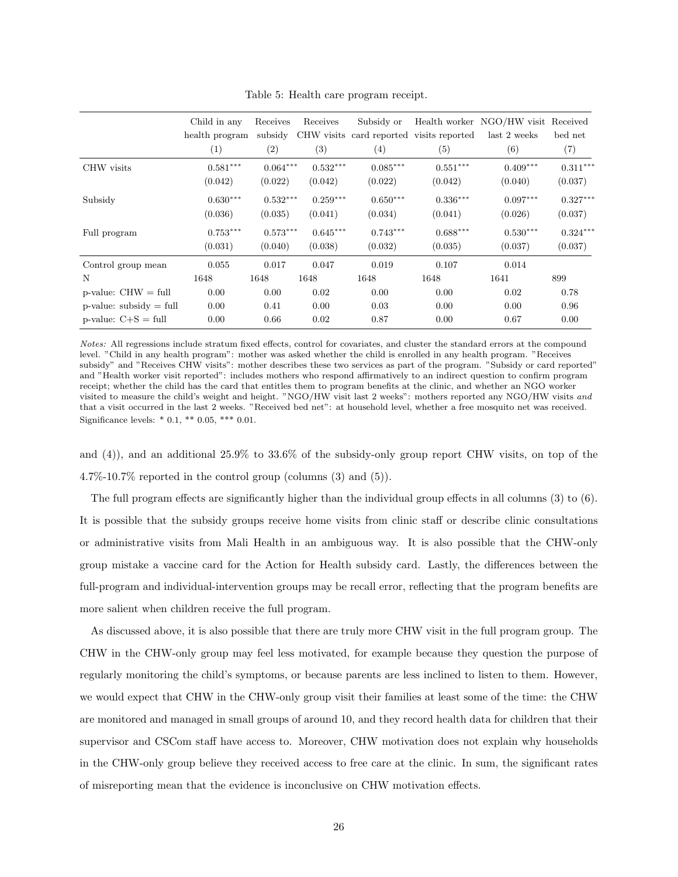Table 5: Health care program receipt.

| | Child in any health program (1) | Receives subsidy (2) | Receives CHW visits (3) | Subsidy or card reported (4) | Health worker visits reported (5) | NGO/HW visit last 2 weeks (6) | Received bed net (7) |
|---|---|---|---|---|---|---|---|
| CHW visits | 0.581*** | 0.064*** | 0.532*** | 0.085*** | 0.551*** | 0.409*** | 0.311*** |
| | (0.042) | (0.022) | (0.042) | (0.022) | (0.042) | (0.040) | (0.037) |
| Subsidy | 0.630*** | 0.532*** | 0.259*** | 0.650*** | 0.336*** | 0.097*** | 0.327*** |
| | (0.036) | (0.035) | (0.041) | (0.034) | (0.041) | (0.026) | (0.037) |
| Full program | 0.753*** | 0.573*** | 0.645*** | 0.743*** | 0.688*** | 0.530*** | 0.324*** |
| | (0.031) | (0.040) | (0.038) | (0.032) | (0.035) | (0.037) | (0.037) |
| Control group mean | 0.055 | 0.017 | 0.047 | 0.019 | 0.107 | 0.014 | |
| N | 1648 | 1648 | 1648 | 1648 | 1648 | 1641 | 899 |
| p-value: CHW = full | 0.00 | 0.00 | 0.02 | 0.00 | 0.00 | 0.02 | 0.78 |
| p-value: subsidy = full | 0.00 | 0.41 | 0.00 | 0.03 | 0.00 | 0.00 | 0.96 |
| p-value: C+S = full | 0.00 | 0.66 | 0.02 | 0.87 | 0.00 | 0.67 | 0.00 |

*Notes:* All regressions include stratum fixed effects, control for covariates, and cluster the standard errors at the compound level. "Child in any health program": mother was asked whether the child is enrolled in any health program. "Receives subsidy" and "Receives CHW visits": mother describes these two services as part of the program. "Subsidy or card reported" and "Health worker visit reported": includes mothers who respond affirmatively to an indirect question to confirm program receipt; whether the child has the card that entitles them to program benefits at the clinic, and whether an NGO worker visited to measure the child's weight and height. "NGO/HW visit last 2 weeks": mothers reported any NGO/HW visits *and* that a visit occurred in the last 2 weeks. "Received bed net": at household level, whether a free mosquito net was received. Significance levels: * 0.1, ** 0.05, *** 0.01.

and (4)), and an additional 25.9% to 33.6% of the subsidy-only group report CHW visits, on top of the 4.7%-10.7% reported in the control group (columns (3) and (5)).

The full program effects are significantly higher than the individual group effects in all columns (3) to (6). It is possible that the subsidy groups receive home visits from clinic staff or describe clinic consultations or administrative visits from Mali Health in an ambiguous way. It is also possible that the CHW-only group mistake a vaccine card for the Action for Health subsidy card. Lastly, the differences between the full-program and individual-intervention groups may be recall error, reflecting that the program benefits are more salient when children receive the full program.

As discussed above, it is also possible that there are truly more CHW visit in the full program group. The CHW in the CHW-only group may feel less motivated, for example because they question the purpose of regularly monitoring the child's symptoms, or because parents are less inclined to listen to them. However, we would expect that CHW in the CHW-only group visit their families at least some of the time: the CHW are monitored and managed in small groups of around 10, and they record health data for children that their supervisor and CSCom staff have access to. Moreover, CHW motivation does not explain why households in the CHW-only group believe they received access to free care at the clinic. In sum, the significant rates of misreporting mean that the evidence is inconclusive on CHW motivation effects.